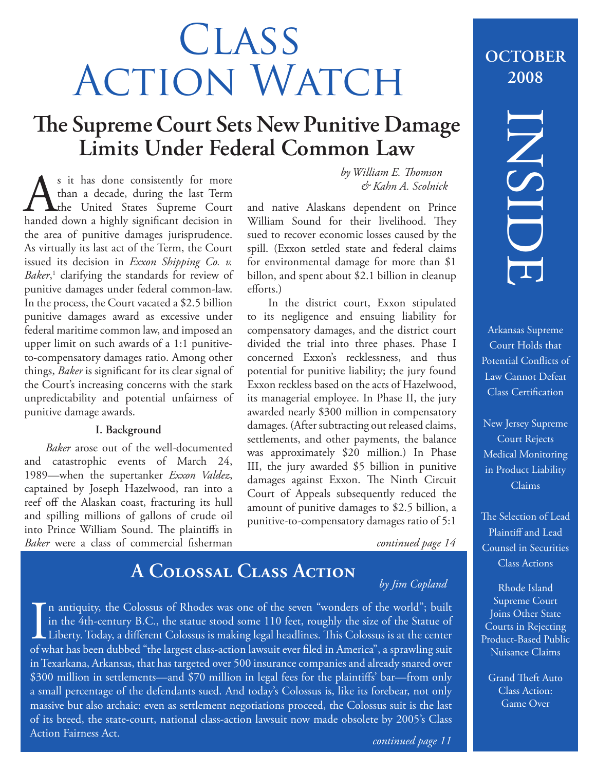# Class Action Watch

**OCTOBER 2008**

## The Supreme Court Sets New Punitive Damage Limits Under Federal Common Law

*by William E. Thomson & Kahn A. Scolnick*

As it has done consistently for more than a decade, during the last Term the United States Supreme Court handed down a highly significant decision in the area of punitive damages jurisprudence. As virtually its last act of the Term, the Court issued its decision in *Exxon Shipping Co. v. Baker*,[1] clarifying the standards for review of punitive damages under federal common-law. In the process, the Court vacated a $2.5 billion punitive damages award as excessive under federal maritime common law, and imposed an upper limit on such awards of a 1:1 punitive-to-compensatory damages ratio. Among other things, *Baker* is significant for its clear signal of the Court's increasing concerns with the stark unpredictability and potential unfairness of punitive damage awards.

**I. Background**

*Baker* arose out of the well-documented and catastrophic events of March 24, 1989—when the supertanker *Exxon Valdez*, captained by Joseph Hazelwood, ran into a reef off the Alaskan coast, fracturing its hull and spilling millions of gallons of crude oil into Prince William Sound. The plaintiffs in *Baker* were a class of commercial fisherman and native Alaskans dependent on Prince William Sound for their livelihood. They sued to recover economic losses caused by the spill. (Exxon settled state and federal claims for environmental damage for more than $1 billon, and spent about $2.1 billion in cleanup efforts.)

In the district court, Exxon stipulated to its negligence and ensuing liability for compensatory damages, and the district court divided the trial into three phases. Phase I concerned Exxon's recklessness, and thus potential for punitive liability; the jury found Exxon reckless based on the acts of Hazelwood, its managerial employee. In Phase II, the jury awarded nearly $300 million in compensatory damages. (After subtracting out released claims, settlements, and other payments, the balance was approximately $20 million.) In Phase III, the jury awarded $5 billion in punitive damages against Exxon. The Ninth Circuit Court of Appeals subsequently reduced the amount of punitive damages to $2.5 billion, a punitive-to-compensatory damages ratio of 5:1

*continued page 14*

## A Colossal Class Action

*by Jim Copland*

In antiquity, the Colossus of Rhodes was one of the seven "wonders of the world"; built in the 4th-century B.C., the statue stood some 110 feet, roughly the size of the Statue of Liberty. Today, a different Colossus is making legal headlines. This Colossus is at the center of what has been dubbed "the largest class-action lawsuit ever filed in America", a sprawling suit in Texarkana, Arkansas, that has targeted over 500 insurance companies and already snared over $300 million in settlements—and $70 million in legal fees for the plaintiffs' bar—from only a small percentage of the defendants sued. And today's Colossus is, like its forebear, not only massive but also archaic: even as settlement negotiations proceed, the Colossus suit is the last of its breed, the state-court, national class-action lawsuit now made obsolete by 2005's Class Action Fairness Act.

*continued page 11*

## INSIDE

Arkansas Supreme Court Holds that Potential Conflicts of Law Cannot Defeat Class Certification

New Jersey Supreme Court Rejects Medical Monitoring in Product Liability Claims

The Selection of Lead Plaintiff and Lead Counsel in Securities Class Actions

Rhode Island Supreme Court Joins Other State Courts in Rejecting Product-Based Public Nuisance Claims

Grand Theft Auto Class Action: Game Over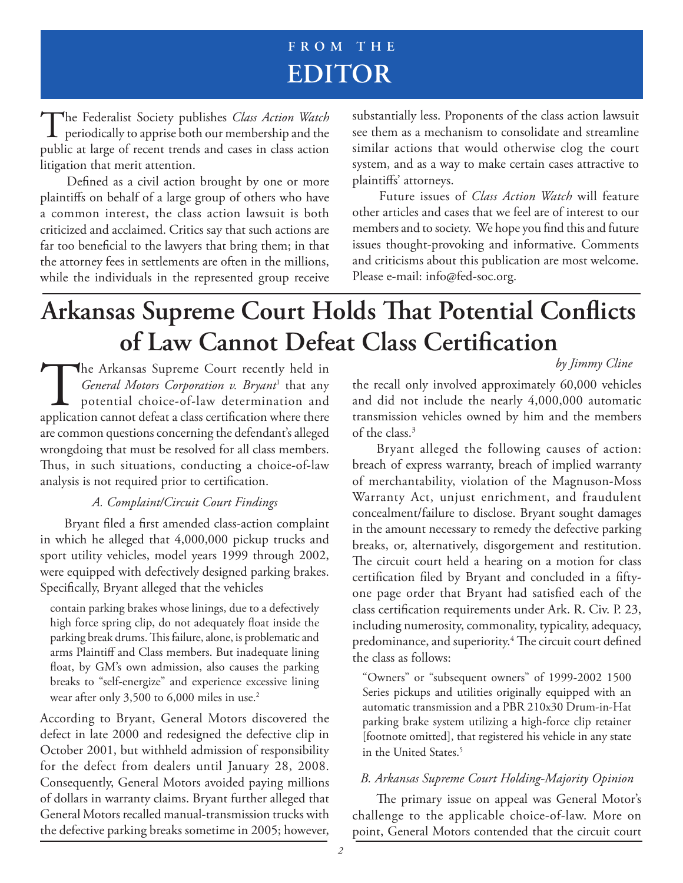## FROM THE EDITOR

The Federalist Society publishes *Class Action Watch* periodically to apprise both our membership and the public at large of recent trends and cases in class action litigation that merit attention.

Defined as a civil action brought by one or more plaintiffs on behalf of a large group of others who have a common interest, the class action lawsuit is both criticized and acclaimed. Critics say that such actions are far too beneficial to the lawyers that bring them; in that the attorney fees in settlements are often in the millions, while the individuals in the represented group receive substantially less. Proponents of the class action lawsuit see them as a mechanism to consolidate and streamline similar actions that would otherwise clog the court system, and as a way to make certain cases attractive to plaintiffs' attorneys.

Future issues of *Class Action Watch* will feature other articles and cases that we feel are of interest to our members and to society. We hope you find this and future issues thought-provoking and informative. Comments and criticisms about this publication are most welcome. Please e-mail: info@fed-soc.org.

# Arkansas Supreme Court Holds That Potential Conflicts of Law Cannot Defeat Class Certification

*by Jimmy Cline*

The Arkansas Supreme Court recently held in *General Motors Corporation v. Bryant*[1] that any potential choice-of-law determination and application cannot defeat a class certification where there are common questions concerning the defendant's alleged wrongdoing that must be resolved for all class members. Thus, in such situations, conducting a choice-of-law analysis is not required prior to certification.

### *A. Complaint/Circuit Court Findings*

Bryant filed a first amended class-action complaint in which he alleged that 4,000,000 pickup trucks and sport utility vehicles, model years 1999 through 2002, were equipped with defectively designed parking brakes. Specifically, Bryant alleged that the vehicles

> contain parking brakes whose linings, due to a defectively high force spring clip, do not adequately float inside the parking break drums. This failure, alone, is problematic and arms Plaintiff and Class members. But inadequate lining float, by GM's own admission, also causes the parking breaks to "self-energize" and experience excessive lining wear after only 3,500 to 6,000 miles in use.[2]

According to Bryant, General Motors discovered the defect in late 2000 and redesigned the defective clip in October 2001, but withheld admission of responsibility for the defect from dealers until January 28, 2008. Consequently, General Motors avoided paying millions of dollars in warranty claims. Bryant further alleged that General Motors recalled manual-transmission trucks with the defective parking breaks sometime in 2005; however, the recall only involved approximately 60,000 vehicles and did not include the nearly 4,000,000 automatic transmission vehicles owned by him and the members of the class.[3]

Bryant alleged the following causes of action: breach of express warranty, breach of implied warranty of merchantability, violation of the Magnuson-Moss Warranty Act, unjust enrichment, and fraudulent concealment/failure to disclose. Bryant sought damages in the amount necessary to remedy the defective parking breaks, or, alternatively, disgorgement and restitution. The circuit court held a hearing on a motion for class certification filed by Bryant and concluded in a fifty-one page order that Bryant had satisfied each of the class certification requirements under Ark. R. Civ. P. 23, including numerosity, commonality, typicality, adequacy, predominance, and superiority.[4] The circuit court defined the class as follows:

> "Owners" or "subsequent owners" of 1999-2002 1500 Series pickups and utilities originally equipped with an automatic transmission and a PBR 210x30 Drum-in-Hat parking brake system utilizing a high-force clip retainer [footnote omitted], that registered his vehicle in any state in the United States.[5]

### *B. Arkansas Supreme Court Holding-Majority Opinion*

The primary issue on appeal was General Motor's challenge to the applicable choice-of-law. More on point, General Motors contended that the circuit court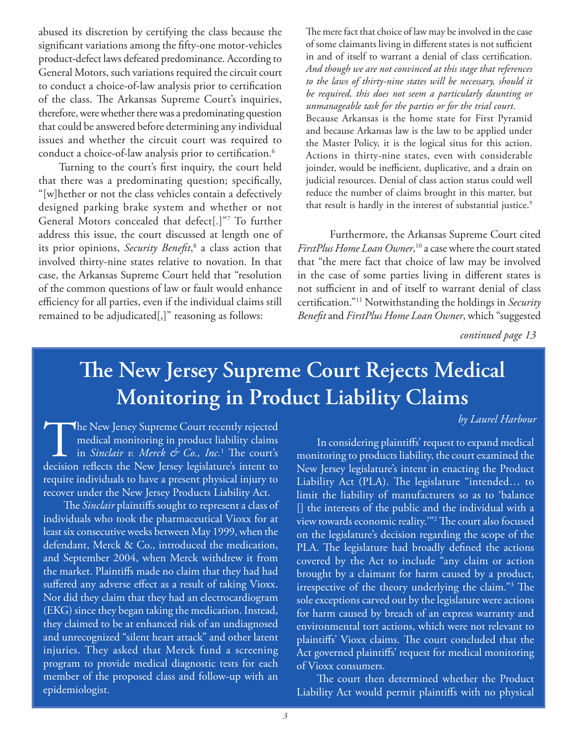abused its discretion by certifying the class because the significant variations among the fifty-one motor-vehicles product-defect laws defeated predominance. According to General Motors, such variations required the circuit court to conduct a choice-of-law analysis prior to certification of the class. The Arkansas Supreme Court's inquiries, therefore, were whether there was a predominating question that could be answered before determining any individual issues and whether the circuit court was required to conduct a choice-of-law analysis prior to certification.[6]

Turning to the court's first inquiry, the court held that there was a predominating question; specifically, "[w]hether or not the class vehicles contain a defectively designed parking brake system and whether or not General Motors concealed that defect[.]"[7] To further address this issue, the court discussed at length one of its prior opinions, *Security Benefit*,[8] a class action that involved thirty-nine states relative to novation. In that case, the Arkansas Supreme Court held that "resolution of the common questions of law or fault would enhance efficiency for all parties, even if the individual claims still remained to be adjudicated[,]" reasoning as follows:

> The mere fact that choice of law may be involved in the case of some claimants living in different states is not sufficient in and of itself to warrant a denial of class certification. *And though we are not convinced at this stage that references to the laws of thirty-nine states will be necessary, should it be required, this does not seem a particularly daunting or unmanageable task for the parties or for the trial court.* Because Arkansas is the home state for First Pyramid and because Arkansas law is the law to be applied under the Master Policy, it is the logical situs for this action. Actions in thirty-nine states, even with considerable joinder, would be inefficient, duplicative, and a drain on judicial resources. Denial of class action status could well reduce the number of claims brought in this matter, but that result is hardly in the interest of substantial justice.[9]

Furthermore, the Arkansas Supreme Court cited *FirstPlus Home Loan Owner*,[10] a case where the court stated that "the mere fact that choice of law may be involved in the case of some parties living in different states is not sufficient in and of itself to warrant denial of class certification."[11] Notwithstanding the holdings in *Security Benefit* and *FirstPlus Home Loan Owner*, which "suggested

*continued page 13*

# The New Jersey Supreme Court Rejects Medical Monitoring in Product Liability Claims

*by Laurel Harbour*

The New Jersey Supreme Court recently rejected medical monitoring in product liability claims in *Sinclair v. Merck & Co., Inc.*[1] The court's decision reflects the New Jersey legislature's intent to require individuals to have a present physical injury to recover under the New Jersey Products Liability Act.

The *Sinclair* plaintiffs sought to represent a class of individuals who took the pharmaceutical Vioxx for at least six consecutive weeks between May 1999, when the defendant, Merck & Co., introduced the medication, and September 2004, when Merck withdrew it from the market. Plaintiffs made no claim that they had had suffered any adverse effect as a result of taking Vioxx. Nor did they claim that they had an electrocardiogram (EKG) since they began taking the medication. Instead, they claimed to be at enhanced risk of an undiagnosed and unrecognized "silent heart attack" and other latent injuries. They asked that Merck fund a screening program to provide medical diagnostic tests for each member of the proposed class and follow-up with an epidemiologist.

In considering plaintiffs' request to expand medical monitoring to products liability, the court examined the New Jersey legislature's intent in enacting the Product Liability Act (PLA). The legislature "intended… to limit the liability of manufacturers so as to 'balance [] the interests of the public and the individual with a view towards economic reality.'"[2] The court also focused on the legislature's decision regarding the scope of the PLA. The legislature had broadly defined the actions covered by the Act to include "any claim or action brought by a claimant for harm caused by a product, irrespective of the theory underlying the claim."[3] The sole exceptions carved out by the legislature were actions for harm caused by breach of an express warranty and environmental tort actions, which were not relevant to plaintiffs' Vioxx claims. The court concluded that the Act governed plaintiffs' request for medical monitoring of Vioxx consumers.

The court then determined whether the Product Liability Act would permit plaintiffs with no physical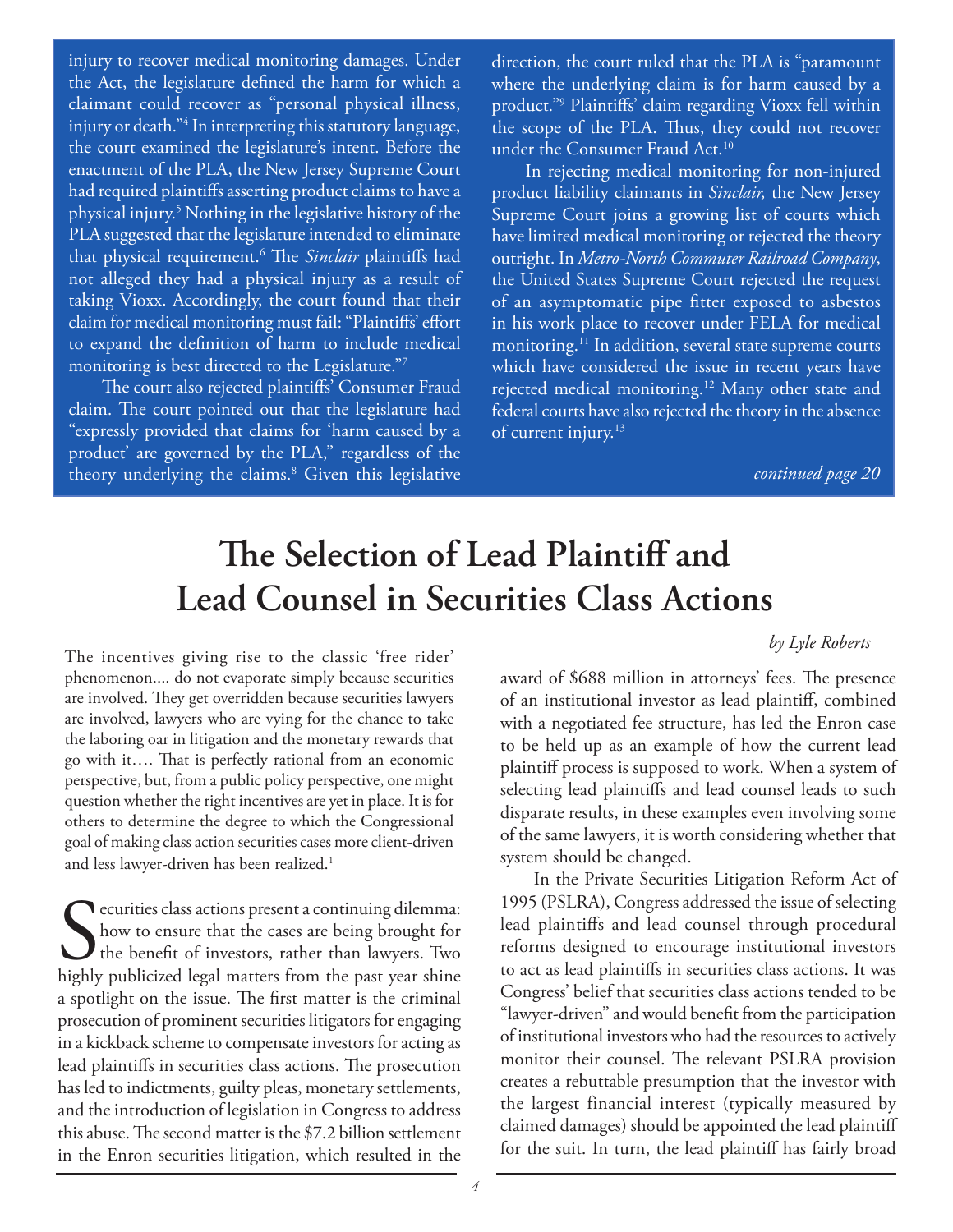injury to recover medical monitoring damages. Under the Act, the legislature defined the harm for which a claimant could recover as "personal physical illness, injury or death."[4] In interpreting this statutory language, the court examined the legislature's intent. Before the enactment of the PLA, the New Jersey Supreme Court had required plaintiffs asserting product claims to have a physical injury.[5] Nothing in the legislative history of the PLA suggested that the legislature intended to eliminate that physical requirement.[6] The *Sinclair* plaintiffs had not alleged they had a physical injury as a result of taking Vioxx. Accordingly, the court found that their claim for medical monitoring must fail: "Plaintiffs' effort to expand the definition of harm to include medical monitoring is best directed to the Legislature."[7]

The court also rejected plaintiffs' Consumer Fraud claim. The court pointed out that the legislature had "expressly provided that claims for 'harm caused by a product' are governed by the PLA," regardless of the theory underlying the claims.[8] Given this legislative direction, the court ruled that the PLA is "paramount where the underlying claim is for harm caused by a product."[9] Plaintiffs' claim regarding Vioxx fell within the scope of the PLA. Thus, they could not recover under the Consumer Fraud Act.[10]

In rejecting medical monitoring for non-injured product liability claimants in *Sinclair,* the New Jersey Supreme Court joins a growing list of courts which have limited medical monitoring or rejected the theory outright. In *Metro-North Commuter Railroad Company*, the United States Supreme Court rejected the request of an asymptomatic pipe fitter exposed to asbestos in his work place to recover under FELA for medical monitoring.[11] In addition, several state supreme courts which have considered the issue in recent years have rejected medical monitoring.[12] Many other state and federal courts have also rejected the theory in the absence of current injury.[13]

*continued page 20*

# The Selection of Lead Plaintiff and Lead Counsel in Securities Class Actions

*by Lyle Roberts*

The incentives giving rise to the classic 'free rider' phenomenon.... do not evaporate simply because securities are involved. They get overridden because securities lawyers are involved, lawyers who are vying for the chance to take the laboring oar in litigation and the monetary rewards that go with it…. That is perfectly rational from an economic perspective, but, from a public policy perspective, one might question whether the right incentives are yet in place. It is for others to determine the degree to which the Congressional goal of making class action securities cases more client-driven and less lawyer-driven has been realized.[1]

Securities class actions present a continuing dilemma: how to ensure that the cases are being brought for the benefit of investors, rather than lawyers. Two highly publicized legal matters from the past year shine a spotlight on the issue. The first matter is the criminal prosecution of prominent securities litigators for engaging in a kickback scheme to compensate investors for acting as lead plaintiffs in securities class actions. The prosecution has led to indictments, guilty pleas, monetary settlements, and the introduction of legislation in Congress to address this abuse. The second matter is the $7.2 billion settlement in the Enron securities litigation, which resulted in the award of $688 million in attorneys' fees. The presence of an institutional investor as lead plaintiff, combined with a negotiated fee structure, has led the Enron case to be held up as an example of how the current lead plaintiff process is supposed to work. When a system of selecting lead plaintiffs and lead counsel leads to such disparate results, in these examples even involving some of the same lawyers, it is worth considering whether that system should be changed.

In the Private Securities Litigation Reform Act of 1995 (PSLRA), Congress addressed the issue of selecting lead plaintiffs and lead counsel through procedural reforms designed to encourage institutional investors to act as lead plaintiffs in securities class actions. It was Congress' belief that securities class actions tended to be "lawyer-driven" and would benefit from the participation of institutional investors who had the resources to actively monitor their counsel. The relevant PSLRA provision creates a rebuttable presumption that the investor with the largest financial interest (typically measured by claimed damages) should be appointed the lead plaintiff for the suit. In turn, the lead plaintiff has fairly broad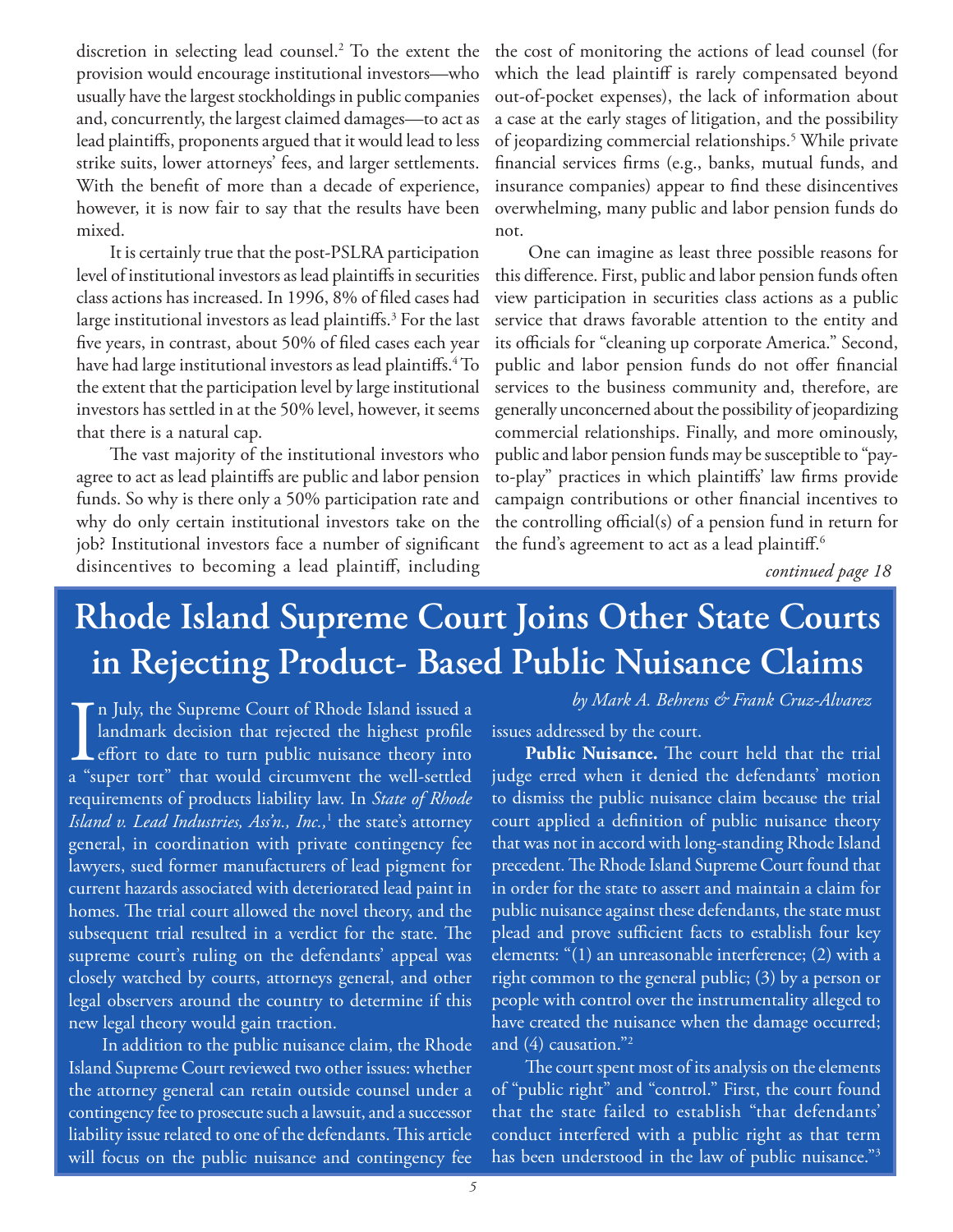discretion in selecting lead counsel.[2] To the extent the provision would encourage institutional investors—who usually have the largest stockholdings in public companies and, concurrently, the largest claimed damages—to act as lead plaintiffs, proponents argued that it would lead to less strike suits, lower attorneys' fees, and larger settlements. With the benefit of more than a decade of experience, however, it is now fair to say that the results have been mixed.

It is certainly true that the post-PSLRA participation level of institutional investors as lead plaintiffs in securities class actions has increased. In 1996, 8% of filed cases had large institutional investors as lead plaintiffs.[3] For the last five years, in contrast, about 50% of filed cases each year have had large institutional investors as lead plaintiffs.[4] To the extent that the participation level by large institutional investors has settled in at the 50% level, however, it seems that there is a natural cap.

The vast majority of the institutional investors who agree to act as lead plaintiffs are public and labor pension funds. So why is there only a 50% participation rate and why do only certain institutional investors take on the job? Institutional investors face a number of significant disincentives to becoming a lead plaintiff, including the cost of monitoring the actions of lead counsel (for which the lead plaintiff is rarely compensated beyond out-of-pocket expenses), the lack of information about a case at the early stages of litigation, and the possibility of jeopardizing commercial relationships.[5] While private financial services firms (e.g., banks, mutual funds, and insurance companies) appear to find these disincentives overwhelming, many public and labor pension funds do not.

One can imagine as least three possible reasons for this difference. First, public and labor pension funds often view participation in securities class actions as a public service that draws favorable attention to the entity and its officials for "cleaning up corporate America." Second, public and labor pension funds do not offer financial services to the business community and, therefore, are generally unconcerned about the possibility of jeopardizing commercial relationships. Finally, and more ominously, public and labor pension funds may be susceptible to "pay-to-play" practices in which plaintiffs' law firms provide campaign contributions or other financial incentives to the controlling official(s) of a pension fund in return for the fund's agreement to act as a lead plaintiff.[6]

*continued page 18*

# Rhode Island Supreme Court Joins Other State Courts in Rejecting Product- Based Public Nuisance Claims

*by Mark A. Behrens & Frank Cruz-Alvarez*

In July, the Supreme Court of Rhode Island issued a landmark decision that rejected the highest profile effort to date to turn public nuisance theory into a "super tort" that would circumvent the well-settled requirements of products liability law. In *State of Rhode Island v. Lead Industries, Ass'n., Inc.,*[1] the state's attorney general, in coordination with private contingency fee lawyers, sued former manufacturers of lead pigment for current hazards associated with deteriorated lead paint in homes. The trial court allowed the novel theory, and the subsequent trial resulted in a verdict for the state. The supreme court's ruling on the defendants' appeal was closely watched by courts, attorneys general, and other legal observers around the country to determine if this new legal theory would gain traction.

In addition to the public nuisance claim, the Rhode Island Supreme Court reviewed two other issues: whether the attorney general can retain outside counsel under a contingency fee to prosecute such a lawsuit, and a successor liability issue related to one of the defendants. This article will focus on the public nuisance and contingency fee issues addressed by the court.

**Public Nuisance.** The court held that the trial judge erred when it denied the defendants' motion to dismiss the public nuisance claim because the trial court applied a definition of public nuisance theory that was not in accord with long-standing Rhode Island precedent. The Rhode Island Supreme Court found that in order for the state to assert and maintain a claim for public nuisance against these defendants, the state must plead and prove sufficient facts to establish four key elements: "(1) an unreasonable interference; (2) with a right common to the general public; (3) by a person or people with control over the instrumentality alleged to have created the nuisance when the damage occurred; and (4) causation."[2]

The court spent most of its analysis on the elements of "public right" and "control." First, the court found that the state failed to establish "that defendants' conduct interfered with a public right as that term has been understood in the law of public nuisance."[3]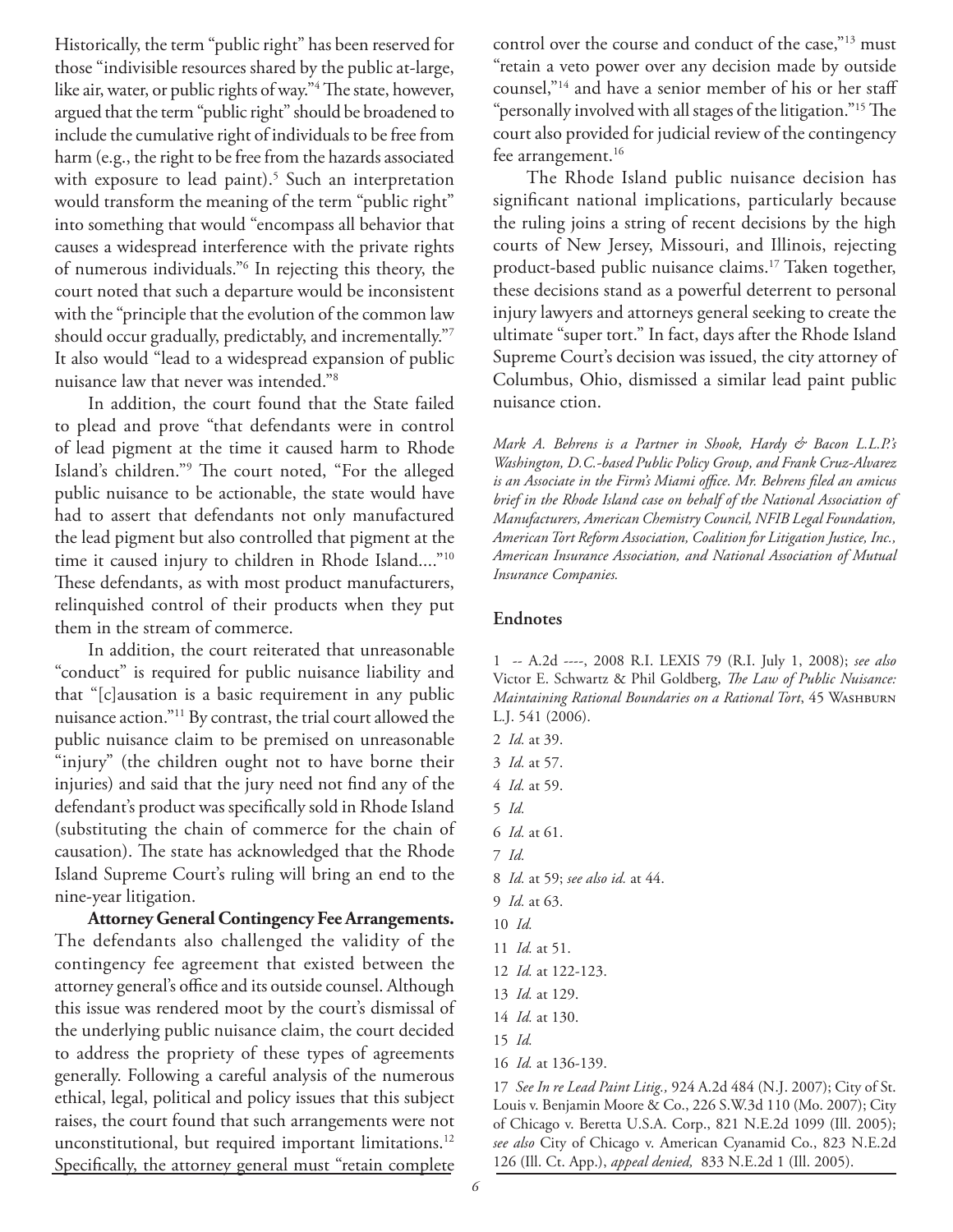Historically, the term "public right" has been reserved for those "indivisible resources shared by the public at-large, like air, water, or public rights of way."[4] The state, however, argued that the term "public right" should be broadened to include the cumulative right of individuals to be free from harm (e.g., the right to be free from the hazards associated with exposure to lead paint).[5] Such an interpretation would transform the meaning of the term "public right" into something that would "encompass all behavior that causes a widespread interference with the private rights of numerous individuals."[6] In rejecting this theory, the court noted that such a departure would be inconsistent with the "principle that the evolution of the common law should occur gradually, predictably, and incrementally."[7] It also would "lead to a widespread expansion of public nuisance law that never was intended."[8]

In addition, the court found that the State failed to plead and prove "that defendants were in control of lead pigment at the time it caused harm to Rhode Island's children."[9] The court noted, "For the alleged public nuisance to be actionable, the state would have had to assert that defendants not only manufactured the lead pigment but also controlled that pigment at the time it caused injury to children in Rhode Island...."[10] These defendants, as with most product manufacturers, relinquished control of their products when they put them in the stream of commerce.

In addition, the court reiterated that unreasonable "conduct" is required for public nuisance liability and that "[c]ausation is a basic requirement in any public nuisance action."[11] By contrast, the trial court allowed the public nuisance claim to be premised on unreasonable "injury" (the children ought not to have borne their injuries) and said that the jury need not find any of the defendant's product was specifically sold in Rhode Island (substituting the chain of commerce for the chain of causation). The state has acknowledged that the Rhode Island Supreme Court's ruling will bring an end to the nine-year litigation.

**Attorney General Contingency Fee Arrangements.** The defendants also challenged the validity of the contingency fee agreement that existed between the attorney general's office and its outside counsel. Although this issue was rendered moot by the court's dismissal of the underlying public nuisance claim, the court decided to address the propriety of these types of agreements generally. Following a careful analysis of the numerous ethical, legal, political and policy issues that this subject raises, the court found that such arrangements were not unconstitutional, but required important limitations.[12] Specifically, the attorney general must "retain complete control over the course and conduct of the case,"[13] must "retain a veto power over any decision made by outside counsel,"[14] and have a senior member of his or her staff "personally involved with all stages of the litigation."[15] The court also provided for judicial review of the contingency fee arrangement.[16]

The Rhode Island public nuisance decision has significant national implications, particularly because the ruling joins a string of recent decisions by the high courts of New Jersey, Missouri, and Illinois, rejecting product-based public nuisance claims.[17] Taken together, these decisions stand as a powerful deterrent to personal injury lawyers and attorneys general seeking to create the ultimate "super tort." In fact, days after the Rhode Island Supreme Court's decision was issued, the city attorney of Columbus, Ohio, dismissed a similar lead paint public nuisance ction.

*Mark A. Behrens is a Partner in Shook, Hardy & Bacon L.L.P.'s Washington, D.C.-based Public Policy Group, and Frank Cruz-Alvarez is an Associate in the Firm's Miami office. Mr. Behrens filed an amicus brief in the Rhode Island case on behalf of the National Association of Manufacturers, American Chemistry Council, NFIB Legal Foundation, American Tort Reform Association, Coalition for Litigation Justice, Inc., American Insurance Association, and National Association of Mutual Insurance Companies.*

### Endnotes

1 -- A.2d ----, 2008 R.I. LEXIS 79 (R.I. July 1, 2008); *see also* Victor E. Schwartz & Phil Goldberg, *The Law of Public Nuisance: Maintaining Rational Boundaries on a Rational Tort*, 45 Washburn L.J. 541 (2006).

2 *Id.* at 39.

3 *Id.* at 57.

4 *Id.* at 59.

5 *Id.*

6 *Id.* at 61.

7 *Id.*

8 *Id.* at 59; *see also id.* at 44.

9 *Id.* at 63.

10 *Id.*

11 *Id.* at 51.

12 *Id.* at 122-123.

13 *Id.* at 129.

14 *Id.* at 130.

15 *Id.*

16 *Id.* at 136-139.

17 *See In re Lead Paint Litig.,* 924 A.2d 484 (N.J. 2007); City of St. Louis v. Benjamin Moore & Co., 226 S.W.3d 110 (Mo. 2007); City of Chicago v. Beretta U.S.A. Corp., 821 N.E.2d 1099 (Ill. 2005); *see also* City of Chicago v. American Cyanamid Co., 823 N.E.2d 126 (Ill. Ct. App.), *appeal denied,* 833 N.E.2d 1 (Ill. 2005).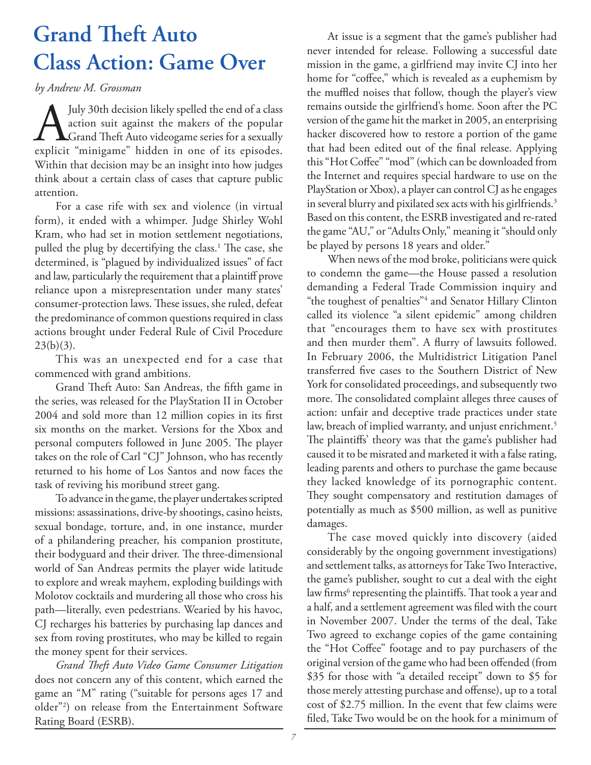# Grand Theft Auto Class Action: Game Over

*by Andrew M. Grossman*

A July 30th decision likely spelled the end of a class action suit against the makers of the popular Grand Theft Auto videogame series for a sexually explicit "minigame" hidden in one of its episodes. Within that decision may be an insight into how judges think about a certain class of cases that capture public attention.

For a case rife with sex and violence (in virtual form), it ended with a whimper. Judge Shirley Wohl Kram, who had set in motion settlement negotiations, pulled the plug by decertifying the class.[1] The case, she determined, is "plagued by individualized issues" of fact and law, particularly the requirement that a plaintiff prove reliance upon a misrepresentation under many states' consumer-protection laws. These issues, she ruled, defeat the predominance of common questions required in class actions brought under Federal Rule of Civil Procedure 23(b)(3).

This was an unexpected end for a case that commenced with grand ambitions.

Grand Theft Auto: San Andreas, the fifth game in the series, was released for the PlayStation II in October 2004 and sold more than 12 million copies in its first six months on the market. Versions for the Xbox and personal computers followed in June 2005. The player takes on the role of Carl "CJ" Johnson, who has recently returned to his home of Los Santos and now faces the task of reviving his moribund street gang.

To advance in the game, the player undertakes scripted missions: assassinations, drive-by shootings, casino heists, sexual bondage, torture, and, in one instance, murder of a philandering preacher, his companion prostitute, their bodyguard and their driver. The three-dimensional world of San Andreas permits the player wide latitude to explore and wreak mayhem, exploding buildings with Molotov cocktails and murdering all those who cross his path—literally, even pedestrians. Wearied by his havoc, CJ recharges his batteries by purchasing lap dances and sex from roving prostitutes, who may be killed to regain the money spent for their services.

*Grand Theft Auto Video Game Consumer Litigation* does not concern any of this content, which earned the game an "M" rating ("suitable for persons ages 17 and older"[2]) on release from the Entertainment Software Rating Board (ESRB).

At issue is a segment that the game's publisher had never intended for release. Following a successful date mission in the game, a girlfriend may invite CJ into her home for "coffee," which is revealed as a euphemism by the muffled noises that follow, though the player's view remains outside the girlfriend's home. Soon after the PC version of the game hit the market in 2005, an enterprising hacker discovered how to restore a portion of the game that had been edited out of the final release. Applying this "Hot Coffee" "mod" (which can be downloaded from the Internet and requires special hardware to use on the PlayStation or Xbox), a player can control CJ as he engages in several blurry and pixilated sex acts with his girlfriends.[3] Based on this content, the ESRB investigated and re-rated the game "AU," or "Adults Only," meaning it "should only be played by persons 18 years and older."

When news of the mod broke, politicians were quick to condemn the game—the House passed a resolution demanding a Federal Trade Commission inquiry and "the toughest of penalties"[4] and Senator Hillary Clinton called its violence "a silent epidemic" among children that "encourages them to have sex with prostitutes and then murder them". A flurry of lawsuits followed. In February 2006, the Multidistrict Litigation Panel transferred five cases to the Southern District of New York for consolidated proceedings, and subsequently two more. The consolidated complaint alleges three causes of action: unfair and deceptive trade practices under state law, breach of implied warranty, and unjust enrichment.[5] The plaintiffs' theory was that the game's publisher had caused it to be misrated and marketed it with a false rating, leading parents and others to purchase the game because they lacked knowledge of its pornographic content. They sought compensatory and restitution damages of potentially as much as $500 million, as well as punitive damages.

The case moved quickly into discovery (aided considerably by the ongoing government investigations) and settlement talks, as attorneys for Take Two Interactive, the game's publisher, sought to cut a deal with the eight law firms[6] representing the plaintiffs. That took a year and a half, and a settlement agreement was filed with the court in November 2007. Under the terms of the deal, Take Two agreed to exchange copies of the game containing the "Hot Coffee" footage and to pay purchasers of the original version of the game who had been offended (from $35 for those with "a detailed receipt" down to $5 for those merely attesting purchase and offense), up to a total cost of $2.75 million. In the event that few claims were filed, Take Two would be on the hook for a minimum of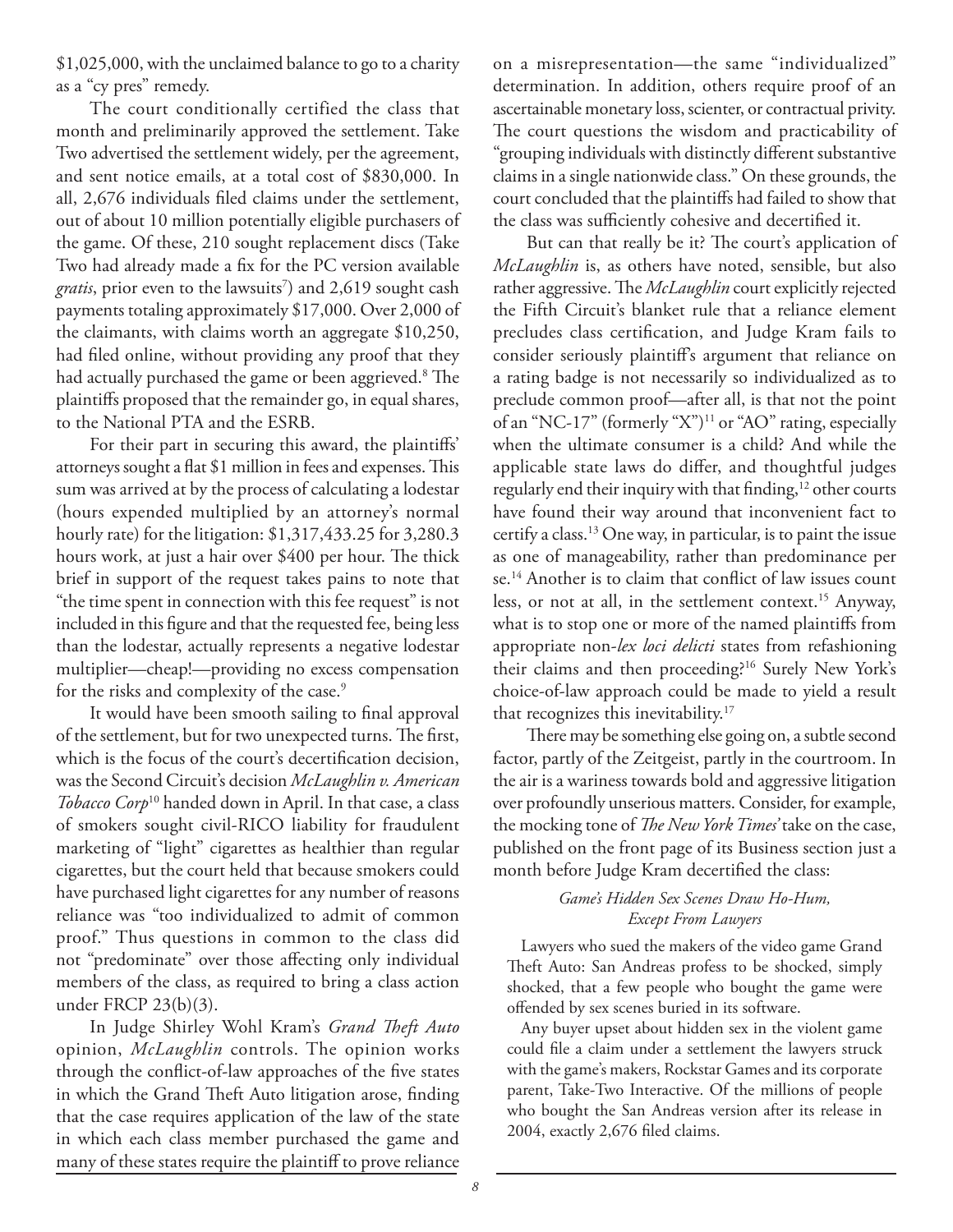$1,025,000, with the unclaimed balance to go to a charity as a "cy pres" remedy.

The court conditionally certified the class that month and preliminarily approved the settlement. Take Two advertised the settlement widely, per the agreement, and sent notice emails, at a total cost of $830,000. In all, 2,676 individuals filed claims under the settlement, out of about 10 million potentially eligible purchasers of the game. Of these, 210 sought replacement discs (Take Two had already made a fix for the PC version available *gratis*, prior even to the lawsuits[7]) and 2,619 sought cash payments totaling approximately $17,000. Over 2,000 of the claimants, with claims worth an aggregate $10,250, had filed online, without providing any proof that they had actually purchased the game or been aggrieved.[8] The plaintiffs proposed that the remainder go, in equal shares, to the National PTA and the ESRB.

For their part in securing this award, the plaintiffs' attorneys sought a flat $1 million in fees and expenses. This sum was arrived at by the process of calculating a lodestar (hours expended multiplied by an attorney's normal hourly rate) for the litigation: $1,317,433.25 for 3,280.3 hours work, at just a hair over $400 per hour. The thick brief in support of the request takes pains to note that "the time spent in connection with this fee request" is not included in this figure and that the requested fee, being less than the lodestar, actually represents a negative lodestar multiplier—cheap!—providing no excess compensation for the risks and complexity of the case.[9]

It would have been smooth sailing to final approval of the settlement, but for two unexpected turns. The first, which is the focus of the court's decertification decision, was the Second Circuit's decision *McLaughlin v. American Tobacco Corp*[10] handed down in April. In that case, a class of smokers sought civil-RICO liability for fraudulent marketing of "light" cigarettes as healthier than regular cigarettes, but the court held that because smokers could have purchased light cigarettes for any number of reasons reliance was "too individualized to admit of common proof." Thus questions in common to the class did not "predominate" over those affecting only individual members of the class, as required to bring a class action under FRCP 23(b)(3).

In Judge Shirley Wohl Kram's *Grand Theft Auto* opinion, *McLaughlin* controls. The opinion works through the conflict-of-law approaches of the five states in which the Grand Theft Auto litigation arose, finding that the case requires application of the law of the state in which each class member purchased the game and many of these states require the plaintiff to prove reliance on a misrepresentation—the same "individualized" determination. In addition, others require proof of an ascertainable monetary loss, scienter, or contractual privity. The court questions the wisdom and practicability of "grouping individuals with distinctly different substantive claims in a single nationwide class." On these grounds, the court concluded that the plaintiffs had failed to show that the class was sufficiently cohesive and decertified it.

But can that really be it? The court's application of *McLaughlin* is, as others have noted, sensible, but also rather aggressive. The *McLaughlin* court explicitly rejected the Fifth Circuit's blanket rule that a reliance element precludes class certification, and Judge Kram fails to consider seriously plaintiff's argument that reliance on a rating badge is not necessarily so individualized as to preclude common proof—after all, is that not the point of an "NC-17" (formerly "X")[11] or "AO" rating, especially when the ultimate consumer is a child? And while the applicable state laws do differ, and thoughtful judges regularly end their inquiry with that finding,[12] other courts have found their way around that inconvenient fact to certify a class.[13] One way, in particular, is to paint the issue as one of manageability, rather than predominance per se.[14] Another is to claim that conflict of law issues count less, or not at all, in the settlement context.[15] Anyway, what is to stop one or more of the named plaintiffs from appropriate non-*lex loci delicti* states from refashioning their claims and then proceeding?[16] Surely New York's choice-of-law approach could be made to yield a result that recognizes this inevitability.[17]

There may be something else going on, a subtle second factor, partly of the Zeitgeist, partly in the courtroom. In the air is a wariness towards bold and aggressive litigation over profoundly unserious matters. Consider, for example, the mocking tone of *The New York Times'* take on the case, published on the front page of its Business section just a month before Judge Kram decertified the class:

> *Game's Hidden Sex Scenes Draw Ho-Hum, Except From Lawyers*
>
> Lawyers who sued the makers of the video game Grand Theft Auto: San Andreas profess to be shocked, simply shocked, that a few people who bought the game were offended by sex scenes buried in its software.
>
> Any buyer upset about hidden sex in the violent game could file a claim under a settlement the lawyers struck with the game's makers, Rockstar Games and its corporate parent, Take-Two Interactive. Of the millions of people who bought the San Andreas version after its release in 2004, exactly 2,676 filed claims.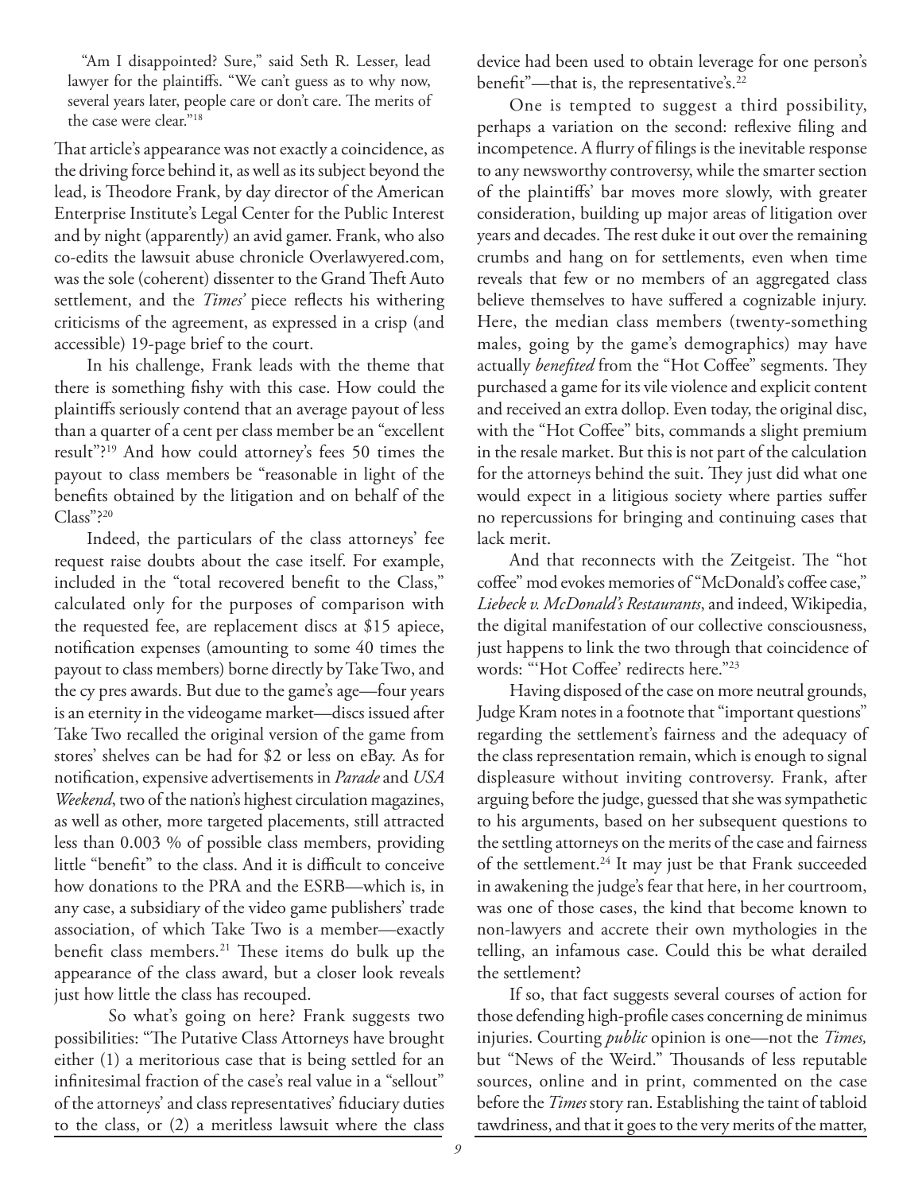> "Am I disappointed? Sure," said Seth R. Lesser, lead lawyer for the plaintiffs. "We can't guess as to why now, several years later, people care or don't care. The merits of the case were clear."[18]

That article's appearance was not exactly a coincidence, as the driving force behind it, as well as its subject beyond the lead, is Theodore Frank, by day director of the American Enterprise Institute's Legal Center for the Public Interest and by night (apparently) an avid gamer. Frank, who also co-edits the lawsuit abuse chronicle Overlawyered.com, was the sole (coherent) dissenter to the Grand Theft Auto settlement, and the *Times'* piece reflects his withering criticisms of the agreement, as expressed in a crisp (and accessible) 19-page brief to the court.

In his challenge, Frank leads with the theme that there is something fishy with this case. How could the plaintiffs seriously contend that an average payout of less than a quarter of a cent per class member be an "excellent result"?[19] And how could attorney's fees 50 times the payout to class members be "reasonable in light of the benefits obtained by the litigation and on behalf of the Class"?[20]

Indeed, the particulars of the class attorneys' fee request raise doubts about the case itself. For example, included in the "total recovered benefit to the Class," calculated only for the purposes of comparison with the requested fee, are replacement discs at $15 apiece, notification expenses (amounting to some 40 times the payout to class members) borne directly by Take Two, and the cy pres awards. But due to the game's age—four years is an eternity in the videogame market—discs issued after Take Two recalled the original version of the game from stores' shelves can be had for $2 or less on eBay. As for notification, expensive advertisements in *Parade* and *USA Weekend*, two of the nation's highest circulation magazines, as well as other, more targeted placements, still attracted less than 0.003 % of possible class members, providing little "benefit" to the class. And it is difficult to conceive how donations to the PRA and the ESRB—which is, in any case, a subsidiary of the video game publishers' trade association, of which Take Two is a member—exactly benefit class members.[21] These items do bulk up the appearance of the class award, but a closer look reveals just how little the class has recouped.

So what's going on here? Frank suggests two possibilities: "The Putative Class Attorneys have brought either (1) a meritorious case that is being settled for an infinitesimal fraction of the case's real value in a "sellout" of the attorneys' and class representatives' fiduciary duties to the class, or (2) a meritless lawsuit where the class device had been used to obtain leverage for one person's benefit"—that is, the representative's.[22]

One is tempted to suggest a third possibility, perhaps a variation on the second: reflexive filing and incompetence. A flurry of filings is the inevitable response to any newsworthy controversy, while the smarter section of the plaintiffs' bar moves more slowly, with greater consideration, building up major areas of litigation over years and decades. The rest duke it out over the remaining crumbs and hang on for settlements, even when time reveals that few or no members of an aggregated class believe themselves to have suffered a cognizable injury. Here, the median class members (twenty-something males, going by the game's demographics) may have actually *benefited* from the "Hot Coffee" segments. They purchased a game for its vile violence and explicit content and received an extra dollop. Even today, the original disc, with the "Hot Coffee" bits, commands a slight premium in the resale market. But this is not part of the calculation for the attorneys behind the suit. They just did what one would expect in a litigious society where parties suffer no repercussions for bringing and continuing cases that lack merit.

And that reconnects with the Zeitgeist. The "hot coffee" mod evokes memories of "McDonald's coffee case," *Liebeck v. McDonald's Restaurants*, and indeed, Wikipedia, the digital manifestation of our collective consciousness, just happens to link the two through that coincidence of words: "'Hot Coffee' redirects here."[23]

Having disposed of the case on more neutral grounds, Judge Kram notes in a footnote that "important questions" regarding the settlement's fairness and the adequacy of the class representation remain, which is enough to signal displeasure without inviting controversy. Frank, after arguing before the judge, guessed that she was sympathetic to his arguments, based on her subsequent questions to the settling attorneys on the merits of the case and fairness of the settlement.[24] It may just be that Frank succeeded in awakening the judge's fear that here, in her courtroom, was one of those cases, the kind that become known to non-lawyers and accrete their own mythologies in the telling, an infamous case. Could this be what derailed the settlement?

If so, that fact suggests several courses of action for those defending high-profile cases concerning de minimus injuries. Courting *public* opinion is one—not the *Times,* but "News of the Weird." Thousands of less reputable sources, online and in print, commented on the case before the *Times* story ran. Establishing the taint of tabloid tawdriness, and that it goes to the very merits of the matter,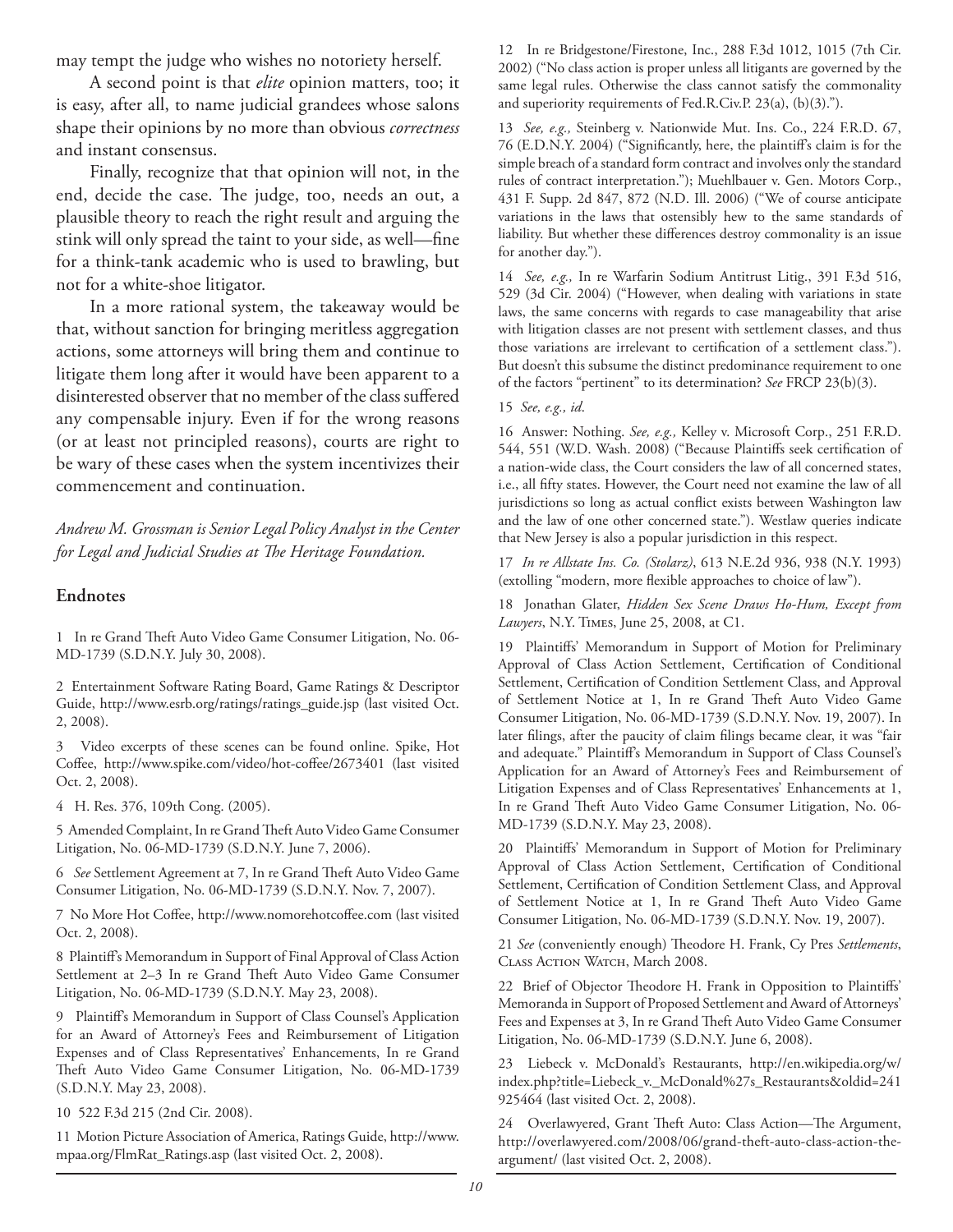may tempt the judge who wishes no notoriety herself.

A second point is that *elite* opinion matters, too; it is easy, after all, to name judicial grandees whose salons shape their opinions by no more than obvious *correctness* and instant consensus.

Finally, recognize that that opinion will not, in the end, decide the case. The judge, too, needs an out, a plausible theory to reach the right result and arguing the stink will only spread the taint to your side, as well—fine for a think-tank academic who is used to brawling, but not for a white-shoe litigator.

In a more rational system, the takeaway would be that, without sanction for bringing meritless aggregation actions, some attorneys will bring them and continue to litigate them long after it would have been apparent to a disinterested observer that no member of the class suffered any compensable injury. Even if for the wrong reasons (or at least not principled reasons), courts are right to be wary of these cases when the system incentivizes their commencement and continuation.

*Andrew M. Grossman is Senior Legal Policy Analyst in the Center for Legal and Judicial Studies at The Heritage Foundation.*

## Endnotes

1 In re Grand Theft Auto Video Game Consumer Litigation, No. 06-MD-1739 (S.D.N.Y. July 30, 2008).

2 Entertainment Software Rating Board, Game Ratings & Descriptor Guide, http://www.esrb.org/ratings/ratings_guide.jsp (last visited Oct. 2, 2008).

3 Video excerpts of these scenes can be found online. Spike, Hot Coffee, http://www.spike.com/video/hot-coffee/2673401 (last visited Oct. 2, 2008).

4 H. Res. 376, 109th Cong. (2005).

5 Amended Complaint, In re Grand Theft Auto Video Game Consumer Litigation, No. 06-MD-1739 (S.D.N.Y. June 7, 2006).

6 *See* Settlement Agreement at 7, In re Grand Theft Auto Video Game Consumer Litigation, No. 06-MD-1739 (S.D.N.Y. Nov. 7, 2007).

7 No More Hot Coffee, http://www.nomorehotcoffee.com (last visited Oct. 2, 2008).

8 Plaintiff's Memorandum in Support of Final Approval of Class Action Settlement at 2–3 In re Grand Theft Auto Video Game Consumer Litigation, No. 06-MD-1739 (S.D.N.Y. May 23, 2008).

9 Plaintiff's Memorandum in Support of Class Counsel's Application for an Award of Attorney's Fees and Reimbursement of Litigation Expenses and of Class Representatives' Enhancements, In re Grand Theft Auto Video Game Consumer Litigation, No. 06-MD-1739 (S.D.N.Y. May 23, 2008).

10 522 F.3d 215 (2nd Cir. 2008).

11 Motion Picture Association of America, Ratings Guide, http://www.mpaa.org/FlmRat_Ratings.asp (last visited Oct. 2, 2008).

12 In re Bridgestone/Firestone, Inc., 288 F.3d 1012, 1015 (7th Cir. 2002) ("No class action is proper unless all litigants are governed by the same legal rules. Otherwise the class cannot satisfy the commonality and superiority requirements of Fed.R.Civ.P. 23(a), (b)(3).").

13 *See, e.g.,* Steinberg v. Nationwide Mut. Ins. Co., 224 F.R.D. 67, 76 (E.D.N.Y. 2004) ("Significantly, here, the plaintiff's claim is for the simple breach of a standard form contract and involves only the standard rules of contract interpretation."); Muehlbauer v. Gen. Motors Corp., 431 F. Supp. 2d 847, 872 (N.D. Ill. 2006) ("We of course anticipate variations in the laws that ostensibly hew to the same standards of liability. But whether these differences destroy commonality is an issue for another day.").

14 *See, e.g.,* In re Warfarin Sodium Antitrust Litig., 391 F.3d 516, 529 (3d Cir. 2004) ("However, when dealing with variations in state laws, the same concerns with regards to case manageability that arise with litigation classes are not present with settlement classes, and thus those variations are irrelevant to certification of a settlement class."). But doesn't this subsume the distinct predominance requirement to one of the factors "pertinent" to its determination? *See* FRCP 23(b)(3).

15 *See, e.g., id*.

16 Answer: Nothing. *See, e.g.,* Kelley v. Microsoft Corp., 251 F.R.D. 544, 551 (W.D. Wash. 2008) ("Because Plaintiffs seek certification of a nation-wide class, the Court considers the law of all concerned states, i.e., all fifty states. However, the Court need not examine the law of all jurisdictions so long as actual conflict exists between Washington law and the law of one other concerned state."). Westlaw queries indicate that New Jersey is also a popular jurisdiction in this respect.

17 *In re Allstate Ins. Co. (Stolarz)*, 613 N.E.2d 936, 938 (N.Y. 1993) (extolling "modern, more flexible approaches to choice of law").

18 Jonathan Glater, *Hidden Sex Scene Draws Ho-Hum, Except from Lawyers*, N.Y. Times, June 25, 2008, at C1.

19 Plaintiffs' Memorandum in Support of Motion for Preliminary Approval of Class Action Settlement, Certification of Conditional Settlement, Certification of Condition Settlement Class, and Approval of Settlement Notice at 1, In re Grand Theft Auto Video Game Consumer Litigation, No. 06-MD-1739 (S.D.N.Y. Nov. 19, 2007). In later filings, after the paucity of claim filings became clear, it was "fair and adequate." Plaintiff's Memorandum in Support of Class Counsel's Application for an Award of Attorney's Fees and Reimbursement of Litigation Expenses and of Class Representatives' Enhancements at 1, In re Grand Theft Auto Video Game Consumer Litigation, No. 06-MD-1739 (S.D.N.Y. May 23, 2008).

20 Plaintiffs' Memorandum in Support of Motion for Preliminary Approval of Class Action Settlement, Certification of Conditional Settlement, Certification of Condition Settlement Class, and Approval of Settlement Notice at 1, In re Grand Theft Auto Video Game Consumer Litigation, No. 06-MD-1739 (S.D.N.Y. Nov. 19, 2007).

21 *See* (conveniently enough) Theodore H. Frank, Cy Pres *Settlements*, Class Action Watch, March 2008.

22 Brief of Objector Theodore H. Frank in Opposition to Plaintiffs' Memoranda in Support of Proposed Settlement and Award of Attorneys' Fees and Expenses at 3, In re Grand Theft Auto Video Game Consumer Litigation, No. 06-MD-1739 (S.D.N.Y. June 6, 2008).

23 Liebeck v. McDonald's Restaurants, http://en.wikipedia.org/w/index.php?title=Liebeck_v._McDonald%27s_Restaurants&oldid=241925464 (last visited Oct. 2, 2008).

24 Overlawyered, Grant Theft Auto: Class Action—The Argument, http://overlawyered.com/2008/06/grand-theft-auto-class-action-the-argument/ (last visited Oct. 2, 2008).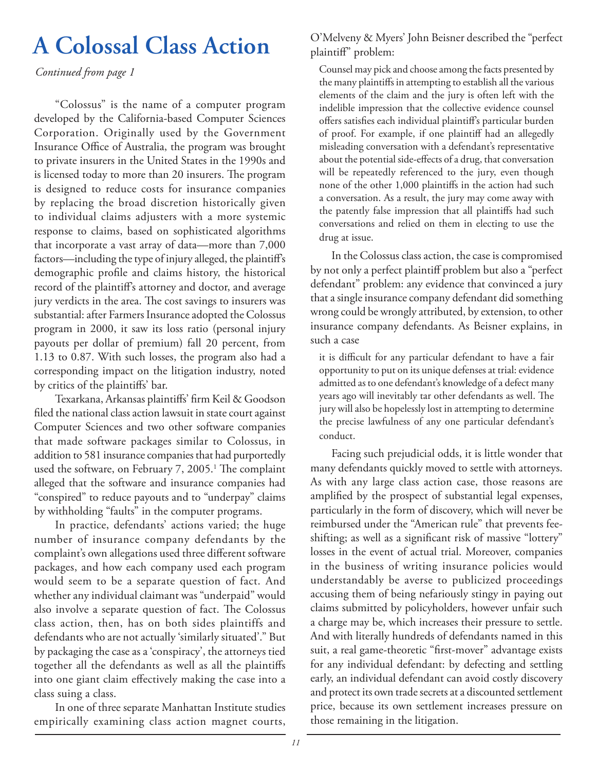# A Colossal Class Action

*Continued from page 1*

"Colossus" is the name of a computer program developed by the California-based Computer Sciences Corporation. Originally used by the Government Insurance Office of Australia, the program was brought to private insurers in the United States in the 1990s and is licensed today to more than 20 insurers. The program is designed to reduce costs for insurance companies by replacing the broad discretion historically given to individual claims adjusters with a more systemic response to claims, based on sophisticated algorithms that incorporate a vast array of data—more than 7,000 factors—including the type of injury alleged, the plaintiff's demographic profile and claims history, the historical record of the plaintiff's attorney and doctor, and average jury verdicts in the area. The cost savings to insurers was substantial: after Farmers Insurance adopted the Colossus program in 2000, it saw its loss ratio (personal injury payouts per dollar of premium) fall 20 percent, from 1.13 to 0.87. With such losses, the program also had a corresponding impact on the litigation industry, noted by critics of the plaintiffs' bar.

Texarkana, Arkansas plaintiffs' firm Keil & Goodson filed the national class action lawsuit in state court against Computer Sciences and two other software companies that made software packages similar to Colossus, in addition to 581 insurance companies that had purportedly used the software, on February 7, 2005.[1] The complaint alleged that the software and insurance companies had "conspired" to reduce payouts and to "underpay" claims by withholding "faults" in the computer programs.

In practice, defendants' actions varied; the huge number of insurance company defendants by the complaint's own allegations used three different software packages, and how each company used each program would seem to be a separate question of fact. And whether any individual claimant was "underpaid" would also involve a separate question of fact. The Colossus class action, then, has on both sides plaintiffs and defendants who are not actually 'similarly situated'." But by packaging the case as a 'conspiracy', the attorneys tied together all the defendants as well as all the plaintiffs into one giant claim effectively making the case into a class suing a class.

In one of three separate Manhattan Institute studies empirically examining class action magnet courts, O'Melveny & Myers' John Beisner described the "perfect plaintiff" problem:

> Counsel may pick and choose among the facts presented by the many plaintiffs in attempting to establish all the various elements of the claim and the jury is often left with the indelible impression that the collective evidence counsel offers satisfies each individual plaintiff's particular burden of proof. For example, if one plaintiff had an allegedly misleading conversation with a defendant's representative about the potential side-effects of a drug, that conversation will be repeatedly referenced to the jury, even though none of the other 1,000 plaintiffs in the action had such a conversation. As a result, the jury may come away with the patently false impression that all plaintiffs had such conversations and relied on them in electing to use the drug at issue.

In the Colossus class action, the case is compromised by not only a perfect plaintiff problem but also a "perfect defendant" problem: any evidence that convinced a jury that a single insurance company defendant did something wrong could be wrongly attributed, by extension, to other insurance company defendants. As Beisner explains, in such a case

> it is difficult for any particular defendant to have a fair opportunity to put on its unique defenses at trial: evidence admitted as to one defendant's knowledge of a defect many years ago will inevitably tar other defendants as well. The jury will also be hopelessly lost in attempting to determine the precise lawfulness of any one particular defendant's conduct.

Facing such prejudicial odds, it is little wonder that many defendants quickly moved to settle with attorneys. As with any large class action case, those reasons are amplified by the prospect of substantial legal expenses, particularly in the form of discovery, which will never be reimbursed under the "American rule" that prevents fee-shifting; as well as a significant risk of massive "lottery" losses in the event of actual trial. Moreover, companies in the business of writing insurance policies would understandably be averse to publicized proceedings accusing them of being nefariously stingy in paying out claims submitted by policyholders, however unfair such a charge may be, which increases their pressure to settle. And with literally hundreds of defendants named in this suit, a real game-theoretic "first-mover" advantage exists for any individual defendant: by defecting and settling early, an individual defendant can avoid costly discovery and protect its own trade secrets at a discounted settlement price, because its own settlement increases pressure on those remaining in the litigation.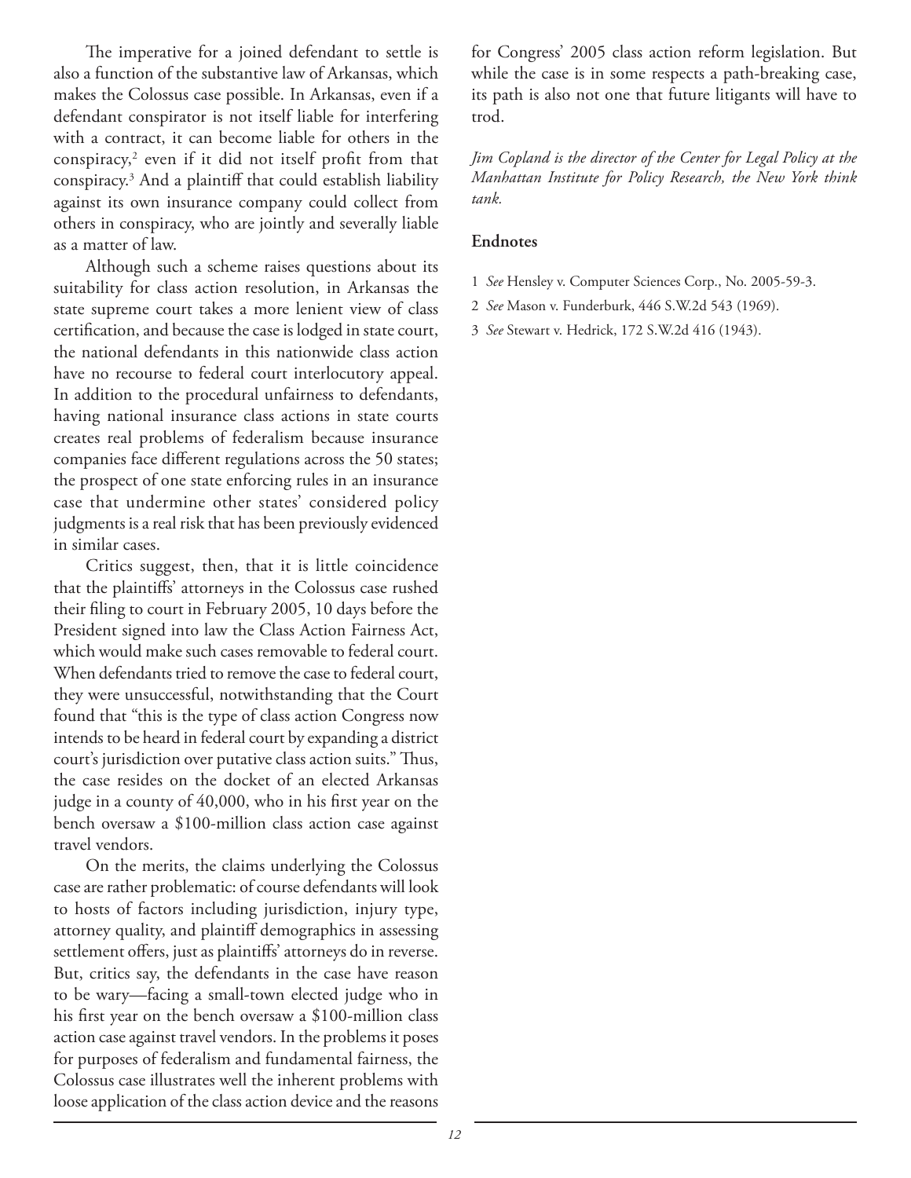The imperative for a joined defendant to settle is also a function of the substantive law of Arkansas, which makes the Colossus case possible. In Arkansas, even if a defendant conspirator is not itself liable for interfering with a contract, it can become liable for others in the conspiracy,[2] even if it did not itself profit from that conspiracy.[3] And a plaintiff that could establish liability against its own insurance company could collect from others in conspiracy, who are jointly and severally liable as a matter of law.

Although such a scheme raises questions about its suitability for class action resolution, in Arkansas the state supreme court takes a more lenient view of class certification, and because the case is lodged in state court, the national defendants in this nationwide class action have no recourse to federal court interlocutory appeal. In addition to the procedural unfairness to defendants, having national insurance class actions in state courts creates real problems of federalism because insurance companies face different regulations across the 50 states; the prospect of one state enforcing rules in an insurance case that undermine other states' considered policy judgments is a real risk that has been previously evidenced in similar cases.

Critics suggest, then, that it is little coincidence that the plaintiffs' attorneys in the Colossus case rushed their filing to court in February 2005, 10 days before the President signed into law the Class Action Fairness Act, which would make such cases removable to federal court. When defendants tried to remove the case to federal court, they were unsuccessful, notwithstanding that the Court found that "this is the type of class action Congress now intends to be heard in federal court by expanding a district court's jurisdiction over putative class action suits." Thus, the case resides on the docket of an elected Arkansas judge in a county of 40,000, who in his first year on the bench oversaw a \$100-million class action case against travel vendors.

On the merits, the claims underlying the Colossus case are rather problematic: of course defendants will look to hosts of factors including jurisdiction, injury type, attorney quality, and plaintiff demographics in assessing settlement offers, just as plaintiffs' attorneys do in reverse. But, critics say, the defendants in the case have reason to be wary—facing a small-town elected judge who in his first year on the bench oversaw a \$100-million class action case against travel vendors. In the problems it poses for purposes of federalism and fundamental fairness, the Colossus case illustrates well the inherent problems with loose application of the class action device and the reasons for Congress' 2005 class action reform legislation. But while the case is in some respects a path-breaking case, its path is also not one that future litigants will have to trod.

*Jim Copland is the director of the Center for Legal Policy at the Manhattan Institute for Policy Research, the New York think tank.*

### Endnotes

1 *See* Hensley v. Computer Sciences Corp., No. 2005-59-3.

2 *See* Mason v. Funderburk, 446 S.W.2d 543 (1969).

3 *See* Stewart v. Hedrick, 172 S.W.2d 416 (1943).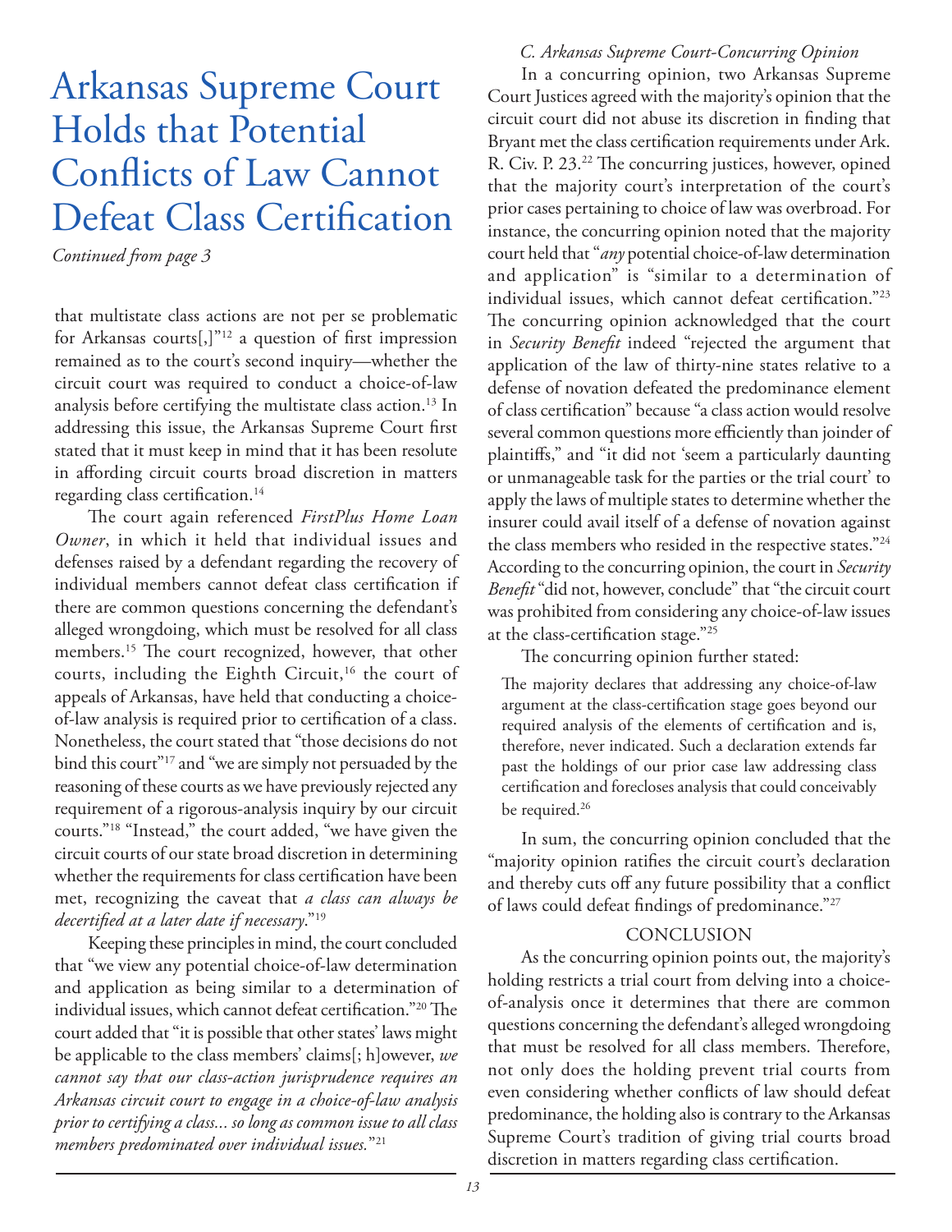# Arkansas Supreme Court Holds that Potential Conflicts of Law Cannot Defeat Class Certification

*Continued from page 3*

that multistate class actions are not per se problematic for Arkansas courts[,]"[12] a question of first impression remained as to the court's second inquiry—whether the circuit court was required to conduct a choice-of-law analysis before certifying the multistate class action.[13] In addressing this issue, the Arkansas Supreme Court first stated that it must keep in mind that it has been resolute in affording circuit courts broad discretion in matters regarding class certification.[14]

The court again referenced *FirstPlus Home Loan Owner*, in which it held that individual issues and defenses raised by a defendant regarding the recovery of individual members cannot defeat class certification if there are common questions concerning the defendant's alleged wrongdoing, which must be resolved for all class members.[15] The court recognized, however, that other courts, including the Eighth Circuit,[16] the court of appeals of Arkansas, have held that conducting a choice-of-law analysis is required prior to certification of a class. Nonetheless, the court stated that "those decisions do not bind this court"[17] and "we are simply not persuaded by the reasoning of these courts as we have previously rejected any requirement of a rigorous-analysis inquiry by our circuit courts."[18] "Instead," the court added, "we have given the circuit courts of our state broad discretion in determining whether the requirements for class certification have been met, recognizing the caveat that *a class can always be decertified at a later date if necessary*."[19]

Keeping these principles in mind, the court concluded that "we view any potential choice-of-law determination and application as being similar to a determination of individual issues, which cannot defeat certification."[20] The court added that "it is possible that other states' laws might be applicable to the class members' claims[; h]owever, *we cannot say that our class-action jurisprudence requires an Arkansas circuit court to engage in a choice-of-law analysis prior to certifying a class... so long as common issue to all class members predominated over individual issues.*"[21]

*C. Arkansas Supreme Court-Concurring Opinion*

In a concurring opinion, two Arkansas Supreme Court Justices agreed with the majority's opinion that the circuit court did not abuse its discretion in finding that Bryant met the class certification requirements under Ark. R. Civ. P. 23.[22] The concurring justices, however, opined that the majority court's interpretation of the court's prior cases pertaining to choice of law was overbroad. For instance, the concurring opinion noted that the majority court held that "*any* potential choice-of-law determination and application" is "similar to a determination of individual issues, which cannot defeat certification."[23] The concurring opinion acknowledged that the court in *Security Benefit* indeed "rejected the argument that application of the law of thirty-nine states relative to a defense of novation defeated the predominance element of class certification" because "a class action would resolve several common questions more efficiently than joinder of plaintiffs," and "it did not 'seem a particularly daunting or unmanageable task for the parties or the trial court' to apply the laws of multiple states to determine whether the insurer could avail itself of a defense of novation against the class members who resided in the respective states."[24] According to the concurring opinion, the court in *Security Benefit* "did not, however, conclude" that "the circuit court was prohibited from considering any choice-of-law issues at the class-certification stage."[25]

The concurring opinion further stated:

> The majority declares that addressing any choice-of-law argument at the class-certification stage goes beyond our required analysis of the elements of certification and is, therefore, never indicated. Such a declaration extends far past the holdings of our prior case law addressing class certification and forecloses analysis that could conceivably be required.[26]

In sum, the concurring opinion concluded that the "majority opinion ratifies the circuit court's declaration and thereby cuts off any future possibility that a conflict of laws could defeat findings of predominance."[27]

## CONCLUSION

As the concurring opinion points out, the majority's holding restricts a trial court from delving into a choice-of-analysis once it determines that there are common questions concerning the defendant's alleged wrongdoing that must be resolved for all class members. Therefore, not only does the holding prevent trial courts from even considering whether conflicts of law should defeat predominance, the holding also is contrary to the Arkansas Supreme Court's tradition of giving trial courts broad discretion in matters regarding class certification.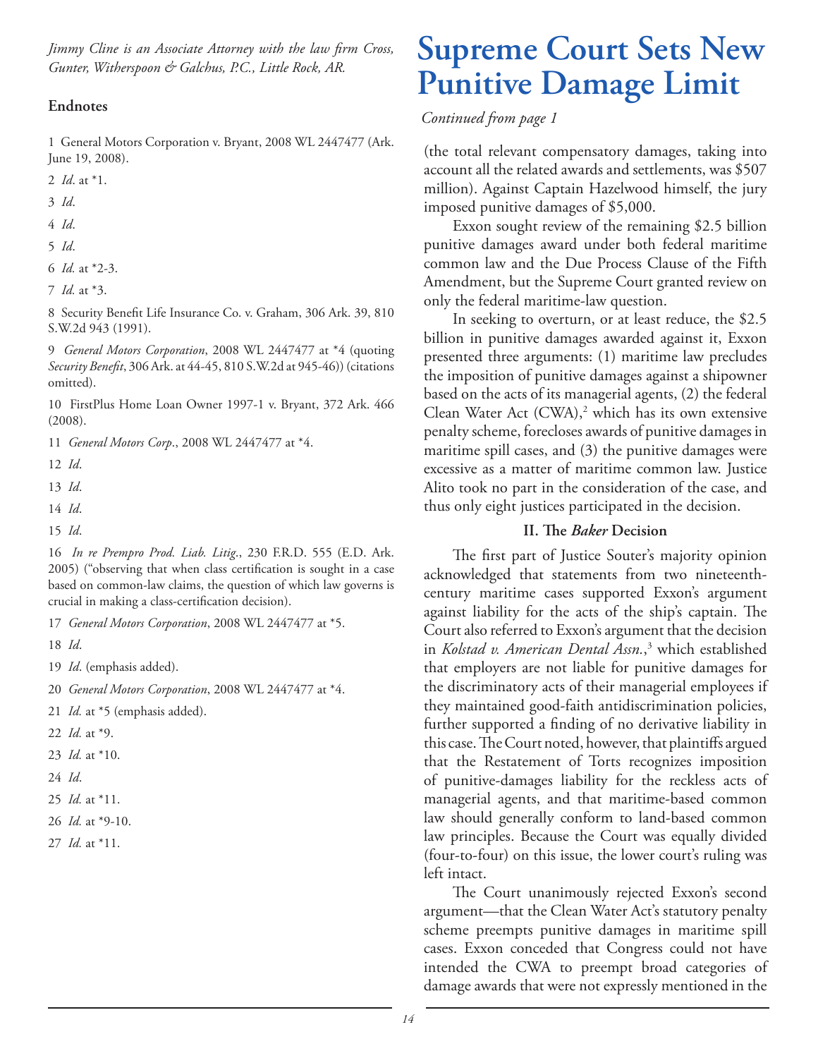*Jimmy Cline is an Associate Attorney with the law firm Cross, Gunter, Witherspoon & Galchus, P.C., Little Rock, AR.*

### Endnotes

1 General Motors Corporation v. Bryant, 2008 WL 2447477 (Ark. June 19, 2008).

2 *Id.* at *1.

3 *Id.*

4 *Id.*

5 *Id.*

6 *Id.* at *2-3.

7 *Id.* at *3.

8 Security Benefit Life Insurance Co. v. Graham, 306 Ark. 39, 810 S.W.2d 943 (1991).

9 *General Motors Corporation*, 2008 WL 2447477 at *4 (quoting *Security Benefit*, 306 Ark. at 44-45, 810 S.W.2d at 945-46)) (citations omitted).

10 FirstPlus Home Loan Owner 1997-1 v. Bryant, 372 Ark. 466 (2008).

11 *General Motors Corp.*, 2008 WL 2447477 at *4.

12 *Id.*

13 *Id.*

14 *Id.*

15 *Id.*

16 *In re Prempro Prod. Liab. Litig.*, 230 F.R.D. 555 (E.D. Ark. 2005) ("observing that when class certification is sought in a case based on common-law claims, the question of which law governs is crucial in making a class-certification decision).

17 *General Motors Corporation*, 2008 WL 2447477 at *5.

18 *Id.*

19 *Id.* (emphasis added).

20 *General Motors Corporation*, 2008 WL 2447477 at *4.

21 *Id.* at *5 (emphasis added).

22 *Id.* at *9.

23 *Id.* at *10.

24 *Id.*

25 *Id.* at *11.

26 *Id.* at *9-10.

27 *Id.* at *11.

# Supreme Court Sets New Punitive Damage Limit

*Continued from page 1*

(the total relevant compensatory damages, taking into account all the related awards and settlements, was $507 million). Against Captain Hazelwood himself, the jury imposed punitive damages of $5,000.

Exxon sought review of the remaining $2.5 billion punitive damages award under both federal maritime common law and the Due Process Clause of the Fifth Amendment, but the Supreme Court granted review on only the federal maritime-law question.

In seeking to overturn, or at least reduce, the $2.5 billion in punitive damages awarded against it, Exxon presented three arguments: (1) maritime law precludes the imposition of punitive damages against a shipowner based on the acts of its managerial agents, (2) the federal Clean Water Act (CWA),[2] which has its own extensive penalty scheme, forecloses awards of punitive damages in maritime spill cases, and (3) the punitive damages were excessive as a matter of maritime common law. Justice Alito took no part in the consideration of the case, and thus only eight justices participated in the decision.

### II. The *Baker* Decision

The first part of Justice Souter's majority opinion acknowledged that statements from two nineteenth-century maritime cases supported Exxon's argument against liability for the acts of the ship's captain. The Court also referred to Exxon's argument that the decision in *Kolstad v. American Dental Assn.*,[3] which established that employers are not liable for punitive damages for the discriminatory acts of their managerial employees if they maintained good-faith antidiscrimination policies, further supported a finding of no derivative liability in this case. The Court noted, however, that plaintiffs argued that the Restatement of Torts recognizes imposition of punitive-damages liability for the reckless acts of managerial agents, and that maritime-based common law should generally conform to land-based common law principles. Because the Court was equally divided (four-to-four) on this issue, the lower court's ruling was left intact.

The Court unanimously rejected Exxon's second argument—that the Clean Water Act's statutory penalty scheme preempts punitive damages in maritime spill cases. Exxon conceded that Congress could not have intended the CWA to preempt broad categories of damage awards that were not expressly mentioned in the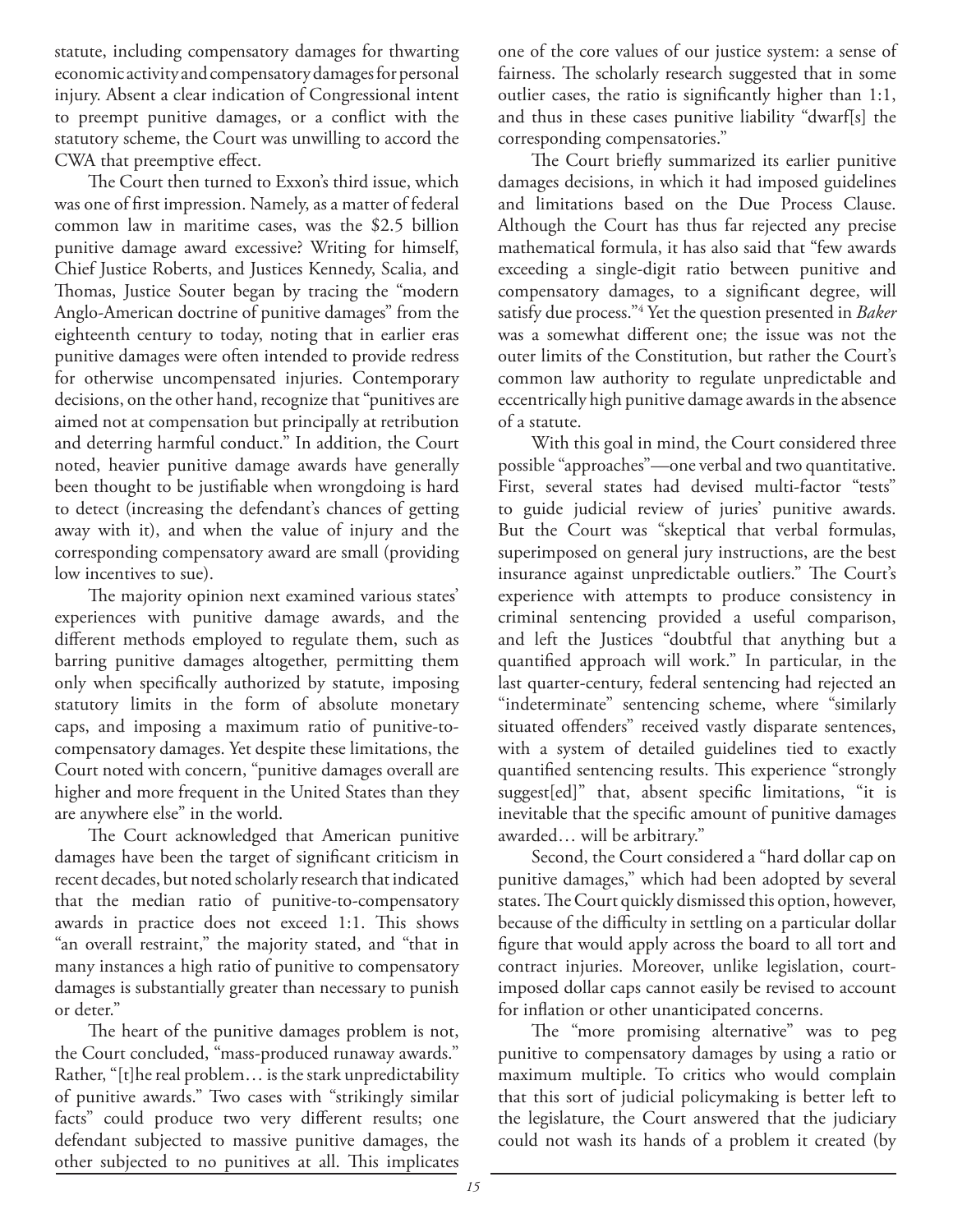statute, including compensatory damages for thwarting economic activity and compensatory damages for personal injury. Absent a clear indication of Congressional intent to preempt punitive damages, or a conflict with the statutory scheme, the Court was unwilling to accord the CWA that preemptive effect.

The Court then turned to Exxon's third issue, which was one of first impression. Namely, as a matter of federal common law in maritime cases, was the $2.5 billion punitive damage award excessive? Writing for himself, Chief Justice Roberts, and Justices Kennedy, Scalia, and Thomas, Justice Souter began by tracing the "modern Anglo-American doctrine of punitive damages" from the eighteenth century to today, noting that in earlier eras punitive damages were often intended to provide redress for otherwise uncompensated injuries. Contemporary decisions, on the other hand, recognize that "punitives are aimed not at compensation but principally at retribution and deterring harmful conduct." In addition, the Court noted, heavier punitive damage awards have generally been thought to be justifiable when wrongdoing is hard to detect (increasing the defendant's chances of getting away with it), and when the value of injury and the corresponding compensatory award are small (providing low incentives to sue).

The majority opinion next examined various states' experiences with punitive damage awards, and the different methods employed to regulate them, such as barring punitive damages altogether, permitting them only when specifically authorized by statute, imposing statutory limits in the form of absolute monetary caps, and imposing a maximum ratio of punitive-to-compensatory damages. Yet despite these limitations, the Court noted with concern, "punitive damages overall are higher and more frequent in the United States than they are anywhere else" in the world.

The Court acknowledged that American punitive damages have been the target of significant criticism in recent decades, but noted scholarly research that indicated that the median ratio of punitive-to-compensatory awards in practice does not exceed 1:1. This shows "an overall restraint," the majority stated, and "that in many instances a high ratio of punitive to compensatory damages is substantially greater than necessary to punish or deter."

The heart of the punitive damages problem is not, the Court concluded, "mass-produced runaway awards." Rather, "[t]he real problem… is the stark unpredictability of punitive awards." Two cases with "strikingly similar facts" could produce two very different results; one defendant subjected to massive punitive damages, the other subjected to no punitives at all. This implicates one of the core values of our justice system: a sense of fairness. The scholarly research suggested that in some outlier cases, the ratio is significantly higher than 1:1, and thus in these cases punitive liability "dwarf[s] the corresponding compensatories."

The Court briefly summarized its earlier punitive damages decisions, in which it had imposed guidelines and limitations based on the Due Process Clause. Although the Court has thus far rejected any precise mathematical formula, it has also said that "few awards exceeding a single-digit ratio between punitive and compensatory damages, to a significant degree, will satisfy due process."[4] Yet the question presented in *Baker* was a somewhat different one; the issue was not the outer limits of the Constitution, but rather the Court's common law authority to regulate unpredictable and eccentrically high punitive damage awards in the absence of a statute.

With this goal in mind, the Court considered three possible "approaches"—one verbal and two quantitative. First, several states had devised multi-factor "tests" to guide judicial review of juries' punitive awards. But the Court was "skeptical that verbal formulas, superimposed on general jury instructions, are the best insurance against unpredictable outliers." The Court's experience with attempts to produce consistency in criminal sentencing provided a useful comparison, and left the Justices "doubtful that anything but a quantified approach will work." In particular, in the last quarter-century, federal sentencing had rejected an "indeterminate" sentencing scheme, where "similarly situated offenders" received vastly disparate sentences, with a system of detailed guidelines tied to exactly quantified sentencing results. This experience "strongly suggest[ed]" that, absent specific limitations, "it is inevitable that the specific amount of punitive damages awarded… will be arbitrary."

Second, the Court considered a "hard dollar cap on punitive damages," which had been adopted by several states. The Court quickly dismissed this option, however, because of the difficulty in settling on a particular dollar figure that would apply across the board to all tort and contract injuries. Moreover, unlike legislation, court-imposed dollar caps cannot easily be revised to account for inflation or other unanticipated concerns.

The "more promising alternative" was to peg punitive to compensatory damages by using a ratio or maximum multiple. To critics who would complain that this sort of judicial policymaking is better left to the legislature, the Court answered that the judiciary could not wash its hands of a problem it created (by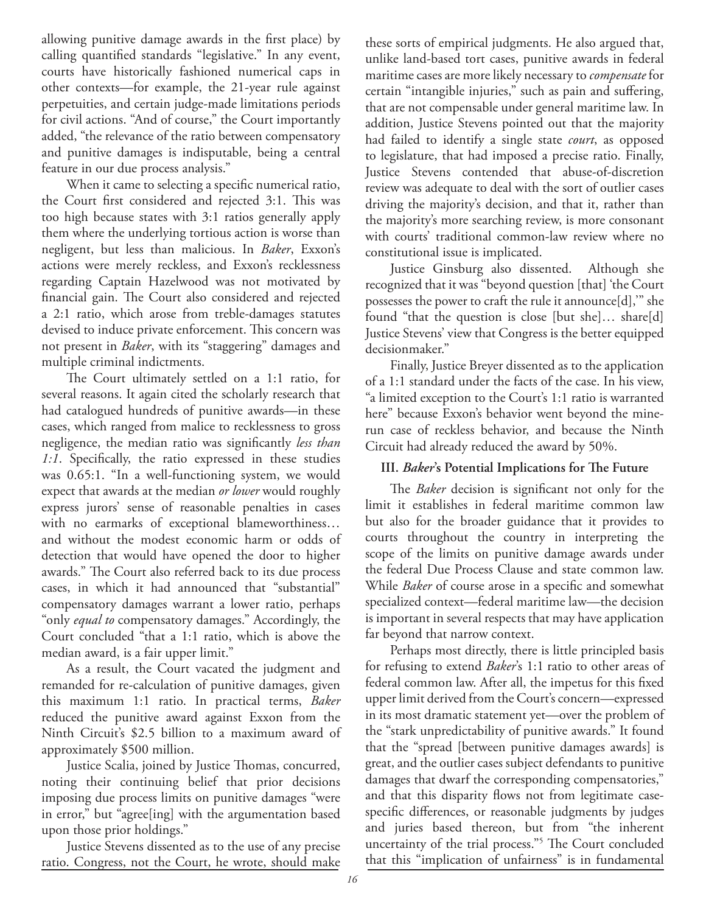allowing punitive damage awards in the first place) by calling quantified standards "legislative." In any event, courts have historically fashioned numerical caps in other contexts—for example, the 21-year rule against perpetuities, and certain judge-made limitations periods for civil actions. "And of course," the Court importantly added, "the relevance of the ratio between compensatory and punitive damages is indisputable, being a central feature in our due process analysis."

When it came to selecting a specific numerical ratio, the Court first considered and rejected 3:1. This was too high because states with 3:1 ratios generally apply them where the underlying tortious action is worse than negligent, but less than malicious. In *Baker*, Exxon's actions were merely reckless, and Exxon's recklessness regarding Captain Hazelwood was not motivated by financial gain. The Court also considered and rejected a 2:1 ratio, which arose from treble-damages statutes devised to induce private enforcement. This concern was not present in *Baker*, with its "staggering" damages and multiple criminal indictments.

The Court ultimately settled on a 1:1 ratio, for several reasons. It again cited the scholarly research that had catalogued hundreds of punitive awards—in these cases, which ranged from malice to recklessness to gross negligence, the median ratio was significantly *less than 1:1*. Specifically, the ratio expressed in these studies was 0.65:1. "In a well-functioning system, we would expect that awards at the median *or lower* would roughly express jurors' sense of reasonable penalties in cases with no earmarks of exceptional blameworthiness… and without the modest economic harm or odds of detection that would have opened the door to higher awards." The Court also referred back to its due process cases, in which it had announced that "substantial" compensatory damages warrant a lower ratio, perhaps "only *equal to* compensatory damages." Accordingly, the Court concluded "that a 1:1 ratio, which is above the median award, is a fair upper limit."

As a result, the Court vacated the judgment and remanded for re-calculation of punitive damages, given this maximum 1:1 ratio. In practical terms, *Baker* reduced the punitive award against Exxon from the Ninth Circuit's $2.5 billion to a maximum award of approximately $500 million.

Justice Scalia, joined by Justice Thomas, concurred, noting their continuing belief that prior decisions imposing due process limits on punitive damages "were in error," but "agree[ing] with the argumentation based upon those prior holdings."

Justice Stevens dissented as to the use of any precise ratio. Congress, not the Court, he wrote, should make these sorts of empirical judgments. He also argued that, unlike land-based tort cases, punitive awards in federal maritime cases are more likely necessary to *compensate* for certain "intangible injuries," such as pain and suffering, that are not compensable under general maritime law. In addition, Justice Stevens pointed out that the majority had failed to identify a single state *court*, as opposed to legislature, that had imposed a precise ratio. Finally, Justice Stevens contended that abuse-of-discretion review was adequate to deal with the sort of outlier cases driving the majority's decision, and that it, rather than the majority's more searching review, is more consonant with courts' traditional common-law review where no constitutional issue is implicated.

Justice Ginsburg also dissented. Although she recognized that it was "beyond question [that] 'the Court possesses the power to craft the rule it announce[d],'" she found "that the question is close [but she]… share[d] Justice Stevens' view that Congress is the better equipped decisionmaker."

Finally, Justice Breyer dissented as to the application of a 1:1 standard under the facts of the case. In his view, "a limited exception to the Court's 1:1 ratio is warranted here" because Exxon's behavior went beyond the mine-run case of reckless behavior, and because the Ninth Circuit had already reduced the award by 50%.

### III. *Baker*'s Potential Implications for The Future

The *Baker* decision is significant not only for the limit it establishes in federal maritime common law but also for the broader guidance that it provides to courts throughout the country in interpreting the scope of the limits on punitive damage awards under the federal Due Process Clause and state common law. While *Baker* of course arose in a specific and somewhat specialized context—federal maritime law—the decision is important in several respects that may have application far beyond that narrow context.

Perhaps most directly, there is little principled basis for refusing to extend *Baker*'s 1:1 ratio to other areas of federal common law. After all, the impetus for this fixed upper limit derived from the Court's concern—expressed in its most dramatic statement yet—over the problem of the "stark unpredictability of punitive awards." It found that the "spread [between punitive damages awards] is great, and the outlier cases subject defendants to punitive damages that dwarf the corresponding compensatories," and that this disparity flows not from legitimate case-specific differences, or reasonable judgments by judges and juries based thereon, but from "the inherent uncertainty of the trial process."[5] The Court concluded that this "implication of unfairness" is in fundamental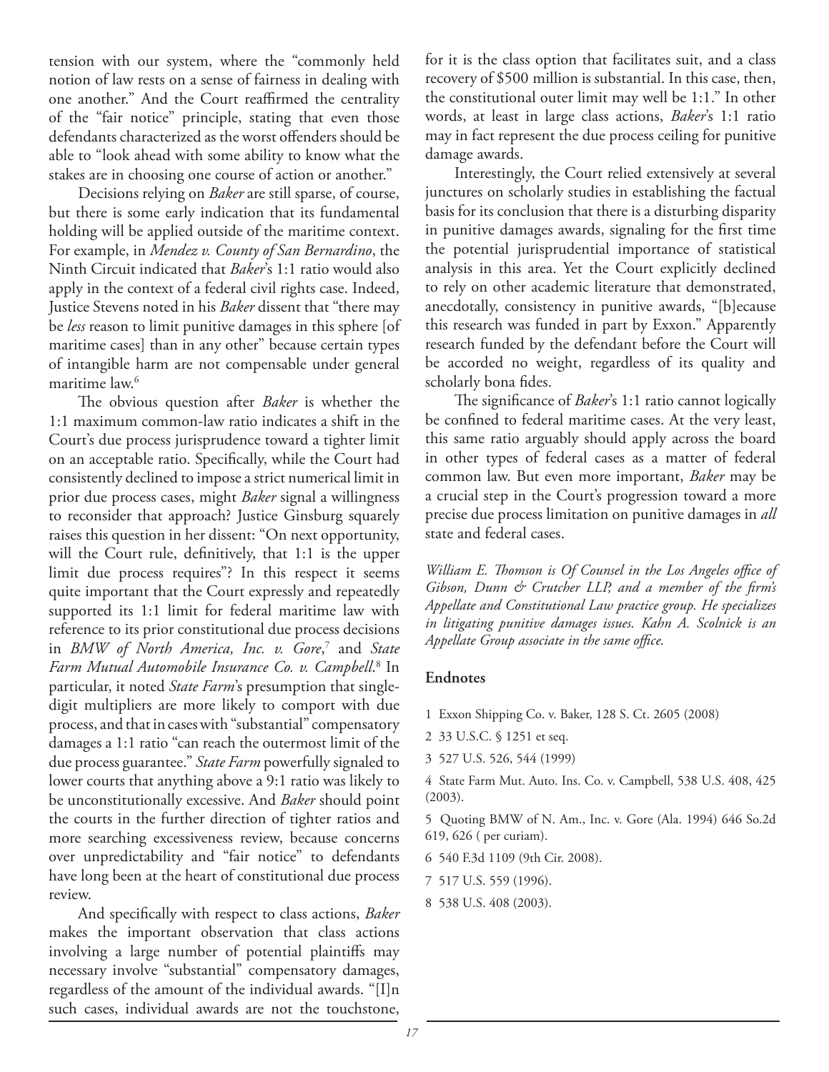tension with our system, where the "commonly held notion of law rests on a sense of fairness in dealing with one another." And the Court reaffirmed the centrality of the "fair notice" principle, stating that even those defendants characterized as the worst offenders should be able to "look ahead with some ability to know what the stakes are in choosing one course of action or another."

Decisions relying on *Baker* are still sparse, of course, but there is some early indication that its fundamental holding will be applied outside of the maritime context. For example, in *Mendez v. County of San Bernardino*, the Ninth Circuit indicated that *Baker*'s 1:1 ratio would also apply in the context of a federal civil rights case. Indeed, Justice Stevens noted in his *Baker* dissent that "there may be *less* reason to limit punitive damages in this sphere [of maritime cases] than in any other" because certain types of intangible harm are not compensable under general maritime law.[6]

The obvious question after *Baker* is whether the 1:1 maximum common-law ratio indicates a shift in the Court's due process jurisprudence toward a tighter limit on an acceptable ratio. Specifically, while the Court had consistently declined to impose a strict numerical limit in prior due process cases, might *Baker* signal a willingness to reconsider that approach? Justice Ginsburg squarely raises this question in her dissent: "On next opportunity, will the Court rule, definitively, that 1:1 is the upper limit due process requires"? In this respect it seems quite important that the Court expressly and repeatedly supported its 1:1 limit for federal maritime law with reference to its prior constitutional due process decisions in *BMW of North America, Inc. v. Gore*,[7] and *State Farm Mutual Automobile Insurance Co. v. Campbell*.[8] In particular, it noted *State Farm*'s presumption that single-digit multipliers are more likely to comport with due process, and that in cases with "substantial" compensatory damages a 1:1 ratio "can reach the outermost limit of the due process guarantee." *State Farm* powerfully signaled to lower courts that anything above a 9:1 ratio was likely to be unconstitutionally excessive. And *Baker* should point the courts in the further direction of tighter ratios and more searching excessiveness review, because concerns over unpredictability and "fair notice" to defendants have long been at the heart of constitutional due process review.

And specifically with respect to class actions, *Baker* makes the important observation that class actions involving a large number of potential plaintiffs may necessary involve "substantial" compensatory damages, regardless of the amount of the individual awards. "[I]n such cases, individual awards are not the touchstone, for it is the class option that facilitates suit, and a class recovery of $500 million is substantial. In this case, then, the constitutional outer limit may well be 1:1." In other words, at least in large class actions, *Baker*'s 1:1 ratio may in fact represent the due process ceiling for punitive damage awards.

Interestingly, the Court relied extensively at several junctures on scholarly studies in establishing the factual basis for its conclusion that there is a disturbing disparity in punitive damages awards, signaling for the first time the potential jurisprudential importance of statistical analysis in this area. Yet the Court explicitly declined to rely on other academic literature that demonstrated, anecdotally, consistency in punitive awards, "[b]ecause this research was funded in part by Exxon." Apparently research funded by the defendant before the Court will be accorded no weight, regardless of its quality and scholarly bona fides.

The significance of *Baker*'s 1:1 ratio cannot logically be confined to federal maritime cases. At the very least, this same ratio arguably should apply across the board in other types of federal cases as a matter of federal common law. But even more important, *Baker* may be a crucial step in the Court's progression toward a more precise due process limitation on punitive damages in *all* state and federal cases.

*William E. Thomson is Of Counsel in the Los Angeles office of Gibson, Dunn & Crutcher LLP, and a member of the firm's Appellate and Constitutional Law practice group. He specializes in litigating punitive damages issues. Kahn A. Scolnick is an Appellate Group associate in the same office.*

### Endnotes

1 Exxon Shipping Co. v. Baker, 128 S. Ct. 2605 (2008)

2 33 U.S.C. § 1251 et seq.

3 527 U.S. 526, 544 (1999)

4 State Farm Mut. Auto. Ins. Co. v. Campbell, 538 U.S. 408, 425 (2003).

5 Quoting BMW of N. Am., Inc. v. Gore (Ala. 1994) 646 So.2d 619, 626 ( per curiam).

6 540 F.3d 1109 (9th Cir. 2008).

7 517 U.S. 559 (1996).

8 538 U.S. 408 (2003).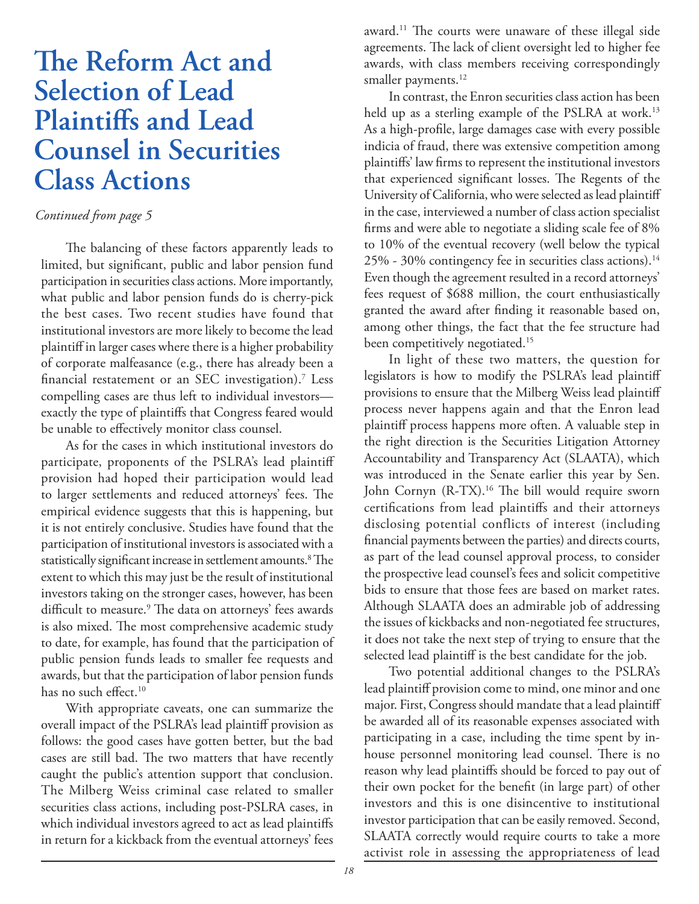# The Reform Act and Selection of Lead Plaintiffs and Lead Counsel in Securities Class Actions

*Continued from page 5*

The balancing of these factors apparently leads to limited, but significant, public and labor pension fund participation in securities class actions. More importantly, what public and labor pension funds do is cherry-pick the best cases. Two recent studies have found that institutional investors are more likely to become the lead plaintiff in larger cases where there is a higher probability of corporate malfeasance (e.g., there has already been a financial restatement or an SEC investigation).[7] Less compelling cases are thus left to individual investors—exactly the type of plaintiffs that Congress feared would be unable to effectively monitor class counsel.

As for the cases in which institutional investors do participate, proponents of the PSLRA's lead plaintiff provision had hoped their participation would lead to larger settlements and reduced attorneys' fees. The empirical evidence suggests that this is happening, but it is not entirely conclusive. Studies have found that the participation of institutional investors is associated with a statistically significant increase in settlement amounts.[8] The extent to which this may just be the result of institutional investors taking on the stronger cases, however, has been difficult to measure.[9] The data on attorneys' fees awards is also mixed. The most comprehensive academic study to date, for example, has found that the participation of public pension funds leads to smaller fee requests and awards, but that the participation of labor pension funds has no such effect.[10]

With appropriate caveats, one can summarize the overall impact of the PSLRA's lead plaintiff provision as follows: the good cases have gotten better, but the bad cases are still bad. The two matters that have recently caught the public's attention support that conclusion. The Milberg Weiss criminal case related to smaller securities class actions, including post-PSLRA cases, in which individual investors agreed to act as lead plaintiffs in return for a kickback from the eventual attorneys' fees award.[11] The courts were unaware of these illegal side agreements. The lack of client oversight led to higher fee awards, with class members receiving correspondingly smaller payments.[12]

In contrast, the Enron securities class action has been held up as a sterling example of the PSLRA at work.[13] As a high-profile, large damages case with every possible indicia of fraud, there was extensive competition among plaintiffs' law firms to represent the institutional investors that experienced significant losses. The Regents of the University of California, who were selected as lead plaintiff in the case, interviewed a number of class action specialist firms and were able to negotiate a sliding scale fee of 8% to 10% of the eventual recovery (well below the typical 25% - 30% contingency fee in securities class actions).[14] Even though the agreement resulted in a record attorneys' fees request of $688 million, the court enthusiastically granted the award after finding it reasonable based on, among other things, the fact that the fee structure had been competitively negotiated.[15]

In light of these two matters, the question for legislators is how to modify the PSLRA's lead plaintiff provisions to ensure that the Milberg Weiss lead plaintiff process never happens again and that the Enron lead plaintiff process happens more often. A valuable step in the right direction is the Securities Litigation Attorney Accountability and Transparency Act (SLAATA), which was introduced in the Senate earlier this year by Sen. John Cornyn (R-TX).[16] The bill would require sworn certifications from lead plaintiffs and their attorneys disclosing potential conflicts of interest (including financial payments between the parties) and directs courts, as part of the lead counsel approval process, to consider the prospective lead counsel's fees and solicit competitive bids to ensure that those fees are based on market rates. Although SLAATA does an admirable job of addressing the issues of kickbacks and non-negotiated fee structures, it does not take the next step of trying to ensure that the selected lead plaintiff is the best candidate for the job.

Two potential additional changes to the PSLRA's lead plaintiff provision come to mind, one minor and one major. First, Congress should mandate that a lead plaintiff be awarded all of its reasonable expenses associated with participating in a case, including the time spent by in-house personnel monitoring lead counsel. There is no reason why lead plaintiffs should be forced to pay out of their own pocket for the benefit (in large part) of other investors and this is one disincentive to institutional investor participation that can be easily removed. Second, SLAATA correctly would require courts to take a more activist role in assessing the appropriateness of lead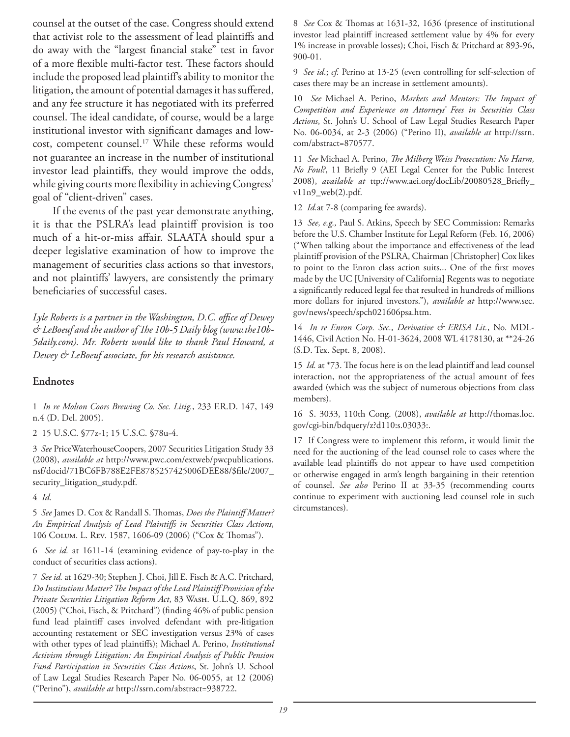counsel at the outset of the case. Congress should extend that activist role to the assessment of lead plaintiffs and do away with the "largest financial stake" test in favor of a more flexible multi-factor test. These factors should include the proposed lead plaintiff's ability to monitor the litigation, the amount of potential damages it has suffered, and any fee structure it has negotiated with its preferred counsel. The ideal candidate, of course, would be a large institutional investor with significant damages and low-cost, competent counsel.[17] While these reforms would not guarantee an increase in the number of institutional investor lead plaintiffs, they would improve the odds, while giving courts more flexibility in achieving Congress' goal of "client-driven" cases.

If the events of the past year demonstrate anything, it is that the PSLRA's lead plaintiff provision is too much of a hit-or-miss affair. SLAATA should spur a deeper legislative examination of how to improve the management of securities class actions so that investors, and not plaintiffs' lawyers, are consistently the primary beneficiaries of successful cases.

*Lyle Roberts is a partner in the Washington, D.C. office of Dewey & LeBoeuf and the author of The 10b-5 Daily blog (www.the10b-5daily.com). Mr. Roberts would like to thank Paul Howard, a Dewey & LeBoeuf associate, for his research assistance.*

## Endnotes

1 *In re Molson Coors Brewing Co. Sec. Litig.*, 233 F.R.D. 147, 149 n.4 (D. Del. 2005).

2 15 U.S.C. §77z-1; 15 U.S.C. §78u-4.

3 *See* PriceWaterhouseCoopers, 2007 Securities Litigation Study 33 (2008), *available at* http://www.pwc.com/extweb/pwcpublications.nsf/docid/71BC6FB788E2FE8785257425006DEE88/$file/2007_security_litigation_study.pdf.

4 *Id.*

5 *See* James D. Cox & Randall S. Thomas, *Does the Plaintiff Matter? An Empirical Analysis of Lead Plaintiffs in Securities Class Actions*, 106 Colum. L. Rev. 1587, 1606-09 (2006) ("Cox & Thomas").

6 *See id.* at 1611-14 (examining evidence of pay-to-play in the conduct of securities class actions).

7 *See id.* at 1629-30; Stephen J. Choi, Jill E. Fisch & A.C. Pritchard, *Do Institutions Matter? The Impact of the Lead Plaintiff Provision of the Private Securities Litigation Reform Act*, 83 Wash. U.L.Q. 869, 892 (2005) ("Choi, Fisch, & Pritchard") (finding 46% of public pension fund lead plaintiff cases involved defendant with pre-litigation accounting restatement or SEC investigation versus 23% of cases with other types of lead plaintiffs); Michael A. Perino, *Institutional Activism through Litigation: An Empirical Analysis of Public Pension Fund Participation in Securities Class Actions*, St. John's U. School of Law Legal Studies Research Paper No. 06-0055, at 12 (2006) ("Perino"), *available at* http://ssrn.com/abstract=938722.

8 *See* Cox & Thomas at 1631-32, 1636 (presence of institutional investor lead plaintiff increased settlement value by 4% for every 1% increase in provable losses); Choi, Fisch & Pritchard at 893-96, 900-01.

9 *See id.*; *cf.* Perino at 13-25 (even controlling for self-selection of cases there may be an increase in settlement amounts).

10 *See* Michael A. Perino, *Markets and Mentors: The Impact of Competition and Experience on Attorneys' Fees in Securities Class Actions*, St. John's U. School of Law Legal Studies Research Paper No. 06-0034, at 2-3 (2006) ("Perino II), *available at* http://ssrn.com/abstract=870577.

11 *See* Michael A. Perino, *The Milberg Weiss Prosecution: No Harm, No Foul?*, 11 Briefly 9 (AEI Legal Center for the Public Interest 2008), *available at* ttp://www.aei.org/docLib/20080528_Briefly_v11n9_web(2).pdf.

12 *Id.*at 7-8 (comparing fee awards).

13 *See, e.g.,* Paul S. Atkins, Speech by SEC Commission: Remarks before the U.S. Chamber Institute for Legal Reform (Feb. 16, 2006) ("When talking about the importance and effectiveness of the lead plaintiff provision of the PSLRA, Chairman [Christopher] Cox likes to point to the Enron class action suits... One of the first moves made by the UC [University of California] Regents was to negotiate a significantly reduced legal fee that resulted in hundreds of millions more dollars for injured investors."), *available at* http://www.sec.gov/news/speech/spch021606psa.htm.

14 *In re Enron Corp. Sec., Derivative & ERISA Lit.*, No. MDL-1446, Civil Action No. H-01-3624, 2008 WL 4178130, at **24-26 (S.D. Tex. Sept. 8, 2008).

15 *Id.* at *73. The focus here is on the lead plaintiff and lead counsel interaction, not the appropriateness of the actual amount of fees awarded (which was the subject of numerous objections from class members).

16 S. 3033, 110th Cong. (2008), *available at* http://thomas.loc.gov/cgi-bin/bdquery/z?d110:s.03033:.

17 If Congress were to implement this reform, it would limit the need for the auctioning of the lead counsel role to cases where the available lead plaintiffs do not appear to have used competition or otherwise engaged in arm's length bargaining in their retention of counsel. *See also* Perino II at 33-35 (recommending courts continue to experiment with auctioning lead counsel role in such circumstances).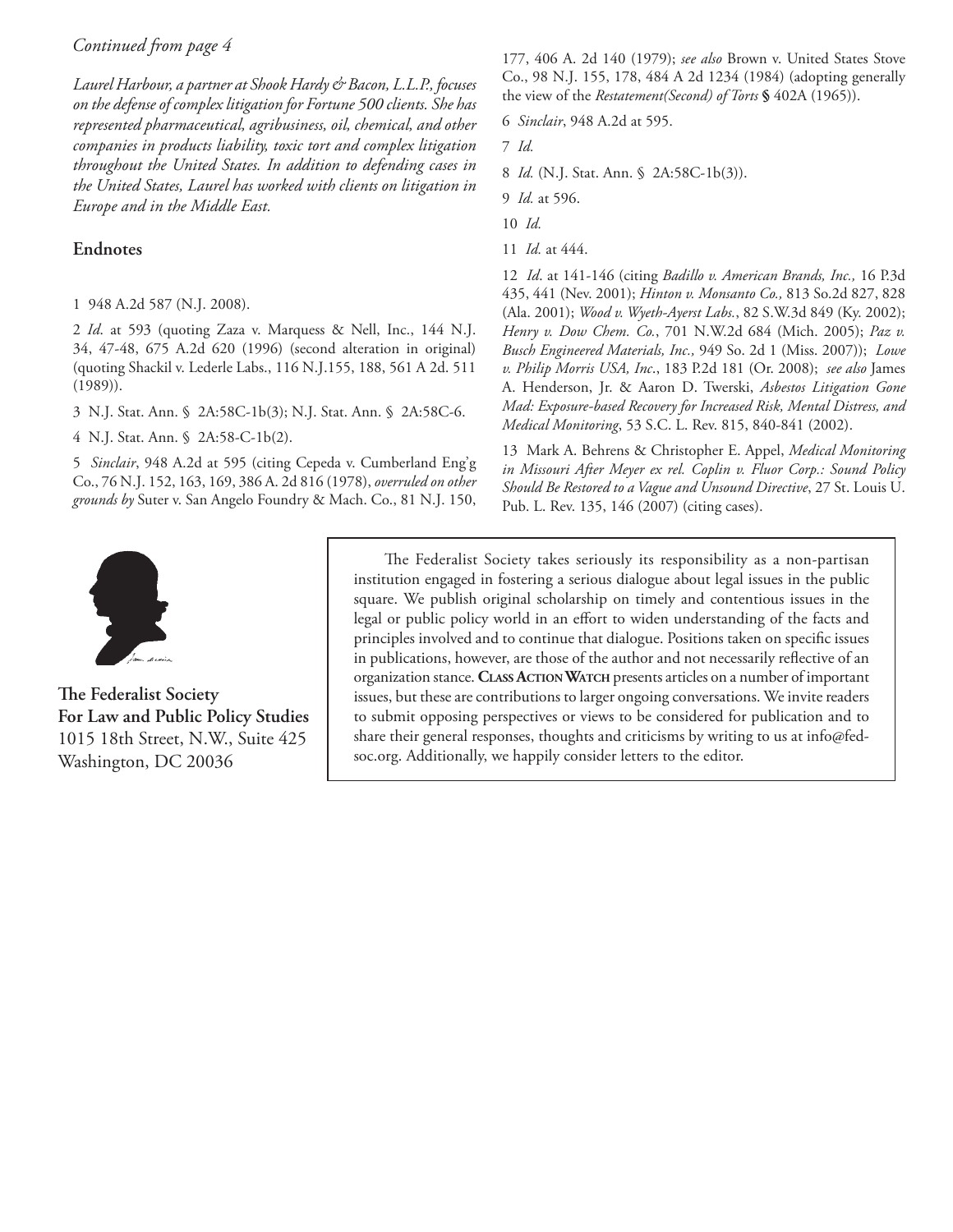*Continued from page 4*

*Laurel Harbour, a partner at Shook Hardy & Bacon, L.L.P., focuses on the defense of complex litigation for Fortune 500 clients. She has represented pharmaceutical, agribusiness, oil, chemical, and other companies in products liability, toxic tort and complex litigation throughout the United States. In addition to defending cases in the United States, Laurel has worked with clients on litigation in Europe and in the Middle East.*

## Endnotes

1 948 A.2d 587 (N.J. 2008).

2 *Id.* at 593 (quoting Zaza v. Marquess & Nell, Inc., 144 N.J. 34, 47-48, 675 A.2d 620 (1996) (second alteration in original) (quoting Shackil v. Lederle Labs., 116 N.J.155, 188, 561 A 2d. 511 (1989)).

3 N.J. Stat. Ann. § 2A:58C-1b(3); N.J. Stat. Ann. § 2A:58C-6.

4 N.J. Stat. Ann. § 2A:58-C-1b(2).

5 *Sinclair*, 948 A.2d at 595 (citing Cepeda v. Cumberland Eng'g Co., 76 N.J. 152, 163, 169, 386 A. 2d 816 (1978), *overruled on other grounds by* Suter v. San Angelo Foundry & Mach. Co., 81 N.J. 150, 177, 406 A. 2d 140 (1979); *see also* Brown v. United States Stove Co., 98 N.J. 155, 178, 484 A 2d 1234 (1984) (adopting generally the view of the *Restatement(Second) of Torts* § 402A (1965)).

6 *Sinclair*, 948 A.2d at 595.

7 *Id.*

8 *Id.* (N.J. Stat. Ann. § 2A:58C-1b(3)).

9 *Id.* at 596.

10 *Id.*

11 *Id.* at 444.

12 *Id*. at 141-146 (citing *Badillo v. American Brands, Inc.,* 16 P.3d 435, 441 (Nev. 2001); *Hinton v. Monsanto Co.,* 813 So.2d 827, 828 (Ala. 2001); *Wood v. Wyeth-Ayerst Labs.*, 82 S.W.3d 849 (Ky. 2002); *Henry v. Dow Chem. Co.*, 701 N.W.2d 684 (Mich. 2005); *Paz v. Busch Engineered Materials, Inc.,* 949 So. 2d 1 (Miss. 2007)); *Lowe v. Philip Morris USA, Inc*., 183 P.2d 181 (Or. 2008); *see also* James A. Henderson, Jr. & Aaron D. Twerski, *Asbestos Litigation Gone Mad: Exposure-based Recovery for Increased Risk, Mental Distress, and Medical Monitoring*, 53 S.C. L. Rev. 815, 840-841 (2002).

13 Mark A. Behrens & Christopher E. Appel, *Medical Monitoring in Missouri After Meyer ex rel. Coplin v. Fluor Corp.: Sound Policy Should Be Restored to a Vague and Unsound Directive*, 27 St. Louis U. Pub. L. Rev. 135, 146 (2007) (citing cases).

**The Federalist Society**
**For Law and Public Policy Studies**
1015 18th Street, N.W., Suite 425
Washington, DC 20036

The Federalist Society takes seriously its responsibility as a non-partisan institution engaged in fostering a serious dialogue about legal issues in the public square. We publish original scholarship on timely and contentious issues in the legal or public policy world in an effort to widen understanding of the facts and principles involved and to continue that dialogue. Positions taken on specific issues in publications, however, are those of the author and not necessarily reflective of an organization stance. **Class Action Watch** presents articles on a number of important issues, but these are contributions to larger ongoing conversations. We invite readers to submit opposing perspectives or views to be considered for publication and to share their general responses, thoughts and criticisms by writing to us at info@fed-soc.org. Additionally, we happily consider letters to the editor.